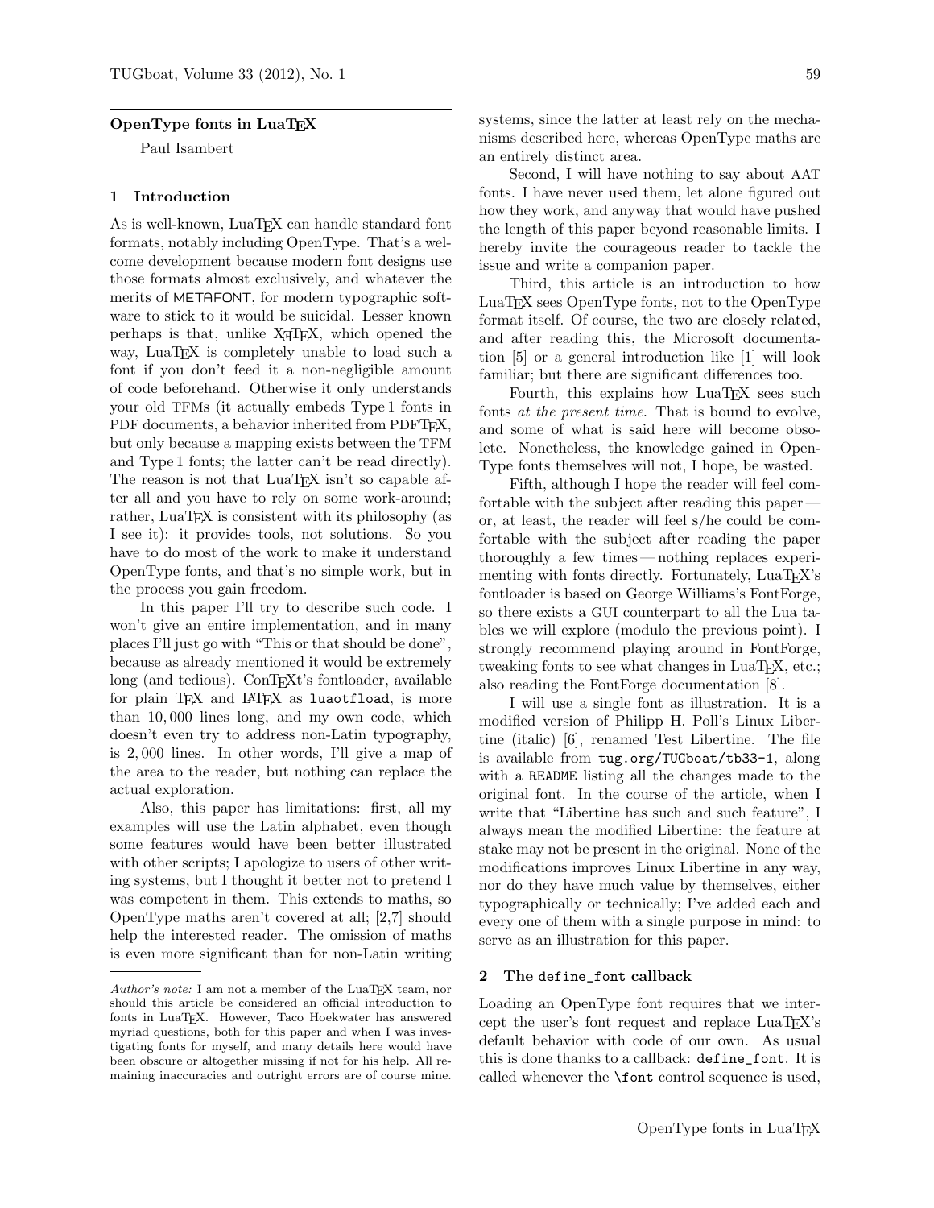# OpenType fonts in LuaTEX

Paul Isambert

## 1 Introduction

As is well-known, LuaTEX can handle standard font formats, notably including OpenType. That's a welcome development because modern font designs use those formats almost exclusively, and whatever the merits of METAFONT, for modern typographic software to stick to it would be suicidal. Lesser known perhaps is that, unlike XƎTEX, which opened the way, LuaTEX is completely unable to load such a font if you don't feed it a non-negligible amount of code beforehand. Otherwise it only understands your old TFMs (it actually embeds Type 1 fonts in PDF documents, a behavior inherited from PDFTEX, but only because a mapping exists between the TFM and Type 1 fonts; the latter can't be read directly). The reason is not that LuaTEX isn't so capable after all and you have to rely on some work-around; rather, LuaTEX is consistent with its philosophy (as I see it): it provides tools, not solutions. So you have to do most of the work to make it understand OpenType fonts, and that's no simple work, but in the process you gain freedom.

In this paper I'll try to describe such code. I won't give an entire implementation, and in many places I'll just go with "This or that should be done", because as already mentioned it would be extremely long (and tedious). ConTEXt's fontloader, available for plain TEX and LATEX as `luaotfload`, is more than 10,000 lines long, and my own code, which doesn't even try to address non-Latin typography, is 2,000 lines. In other words, I'll give a map of the area to the reader, but nothing can replace the actual exploration.

Also, this paper has limitations: first, all my examples will use the Latin alphabet, even though some features would have been better illustrated with other scripts; I apologize to users of other writing systems, but I thought it better not to pretend I was competent in them. This extends to maths, so OpenType maths aren't covered at all; [2,7] should help the interested reader. The omission of maths is even more significant than for non-Latin writing systems, since the latter at least rely on the mechanisms described here, whereas OpenType maths are an entirely distinct area.

Second, I will have nothing to say about AAT fonts. I have never used them, let alone figured out how they work, and anyway that would have pushed the length of this paper beyond reasonable limits. I hereby invite the courageous reader to tackle the issue and write a companion paper.

Third, this article is an introduction to how LuaTEX sees OpenType fonts, not to the OpenType format itself. Of course, the two are closely related, and after reading this, the Microsoft documentation [5] or a general introduction like [1] will look familiar; but there are significant differences too.

Fourth, this explains how LuaTEX sees such fonts *at the present time*. That is bound to evolve, and some of what is said here will become obsolete. Nonetheless, the knowledge gained in OpenType fonts themselves will not, I hope, be wasted.

Fifth, although I hope the reader will feel comfortable with the subject after reading this paper — or, at least, the reader will feel s/he could be comfortable with the subject after reading the paper thoroughly a few times — nothing replaces experimenting with fonts directly. Fortunately, LuaTEX's fontloader is based on George Williams's FontForge, so there exists a GUI counterpart to all the Lua tables we will explore (modulo the previous point). I strongly recommend playing around in FontForge, tweaking fonts to see what changes in LuaTEX, etc.; also reading the FontForge documentation [8].

I will use a single font as illustration. It is a modified version of Philipp H. Poll's Linux Libertine (italic) [6], renamed Test Libertine. The file is available from `tug.org/TUGboat/tb33-1`, along with a `README` listing all the changes made to the original font. In the course of the article, when I write that "Libertine has such and such feature", I always mean the modified Libertine: the feature at stake may not be present in the original. None of the modifications improves Linux Libertine in any way, nor do they have much value by themselves, either typographically or technically; I've added each and every one of them with a single purpose in mind: to serve as an illustration for this paper.

## 2 The `define_font` callback

Loading an OpenType font requires that we intercept the user's font request and replace LuaTEX's default behavior with code of our own. As usual this is done thanks to a callback: `define_font`. It is called whenever the `\font` control sequence is used,

---

*Author's note:* I am not a member of the LuaTEX team, nor should this article be considered an official introduction to fonts in LuaTEX. However, Taco Hoekwater has answered myriad questions, both for this paper and when I was investigating fonts for myself, and many details here would have been obscure or altogether missing if not for his help. All remaining inaccuracies and outright errors are of course mine.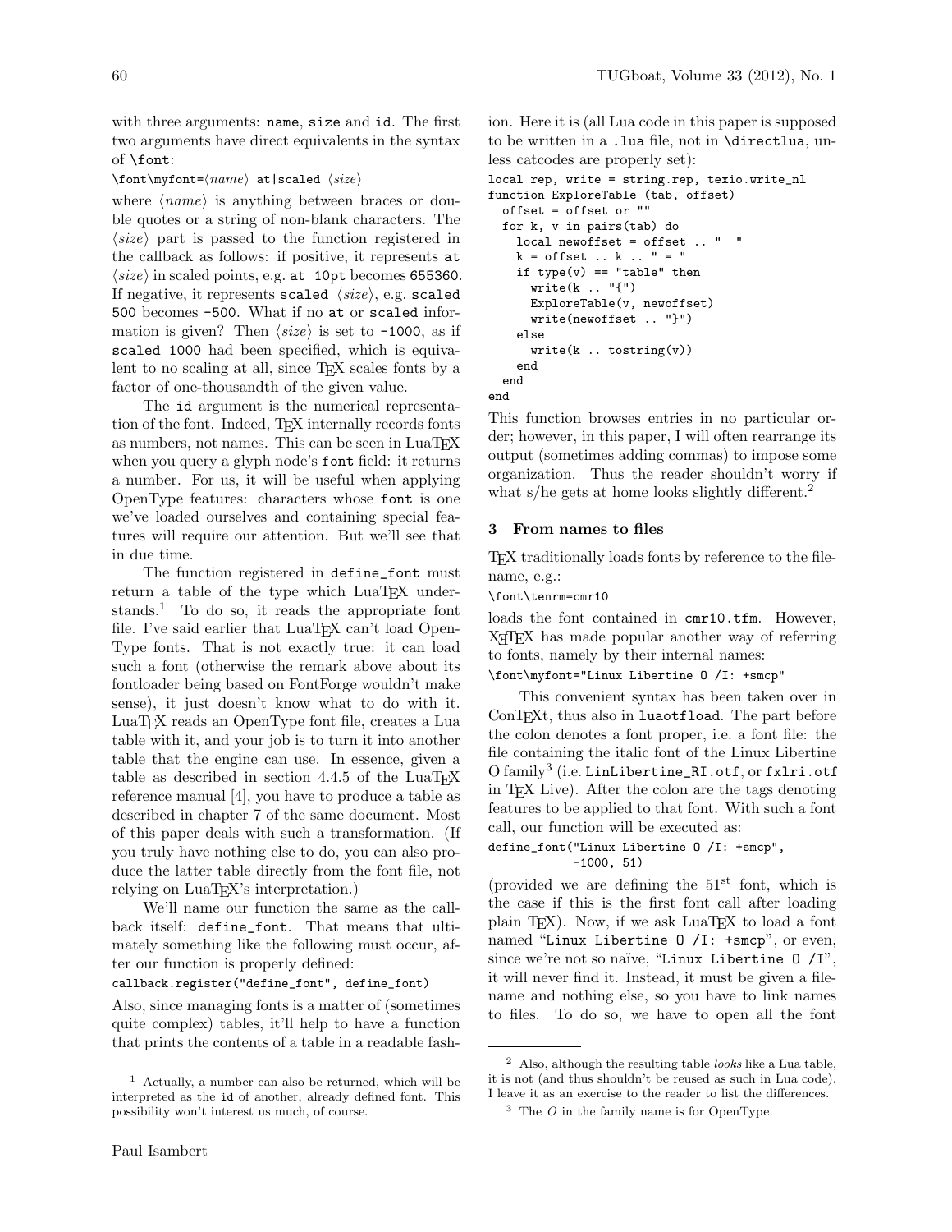with three arguments: `name`, `size` and `id`. The first two arguments have direct equivalents in the syntax of `\font`:

`\font\myfont=`⟨*name*⟩ `at|scaled` ⟨*size*⟩

where ⟨*name*⟩ is anything between braces or double quotes or a string of non-blank characters. The ⟨*size*⟩ part is passed to the function registered in the callback as follows: if positive, it represents `at` ⟨*size*⟩ in scaled points, e.g. `at 10pt` becomes `655360`. If negative, it represents `scaled` ⟨*size*⟩, e.g. `scaled 500` becomes `-500`. What if no `at` or `scaled` information is given? Then ⟨*size*⟩ is set to `-1000`, as if `scaled 1000` had been specified, which is equivalent to no scaling at all, since TeX scales fonts by a factor of one-thousandth of the given value.

The `id` argument is the numerical representation of the font. Indeed, TeX internally records fonts as numbers, not names. This can be seen in LuaTeX when you query a glyph node's `font` field: it returns a number. For us, it will be useful when applying OpenType features: characters whose `font` is one we've loaded ourselves and containing special features will require our attention. But we'll see that in due time.

The function registered in `define_font` must return a table of the type which LuaTeX understands.[1] To do so, it reads the appropriate font file. I've said earlier that LuaTeX can't load OpenType fonts. That is not exactly true: it can load such a font (otherwise the remark above about its fontloader being based on FontForge wouldn't make sense), it just doesn't know what to do with it. LuaTeX reads an OpenType font file, creates a Lua table with it, and your job is to turn it into another table that the engine can use. In essence, given a table as described in section 4.4.5 of the LuaTeX reference manual [4], you have to produce a table as described in chapter 7 of the same document. Most of this paper deals with such a transformation. (If you truly have nothing else to do, you can also produce the latter table directly from the font file, not relying on LuaTeX's interpretation.)

We'll name our function the same as the callback itself: `define_font`. That means that ultimately something like the following must occur, after our function is properly defined:

```
callback.register("define_font", define_font)
```

Also, since managing fonts is a matter of (sometimes quite complex) tables, it'll help to have a function that prints the contents of a table in a readable fashion. Here it is (all Lua code in this paper is supposed to be written in a `.lua` file, not in `\directlua`, unless catcodes are properly set):

```
local rep, write = string.rep, texio.write_nl
function ExploreTable (tab, offset)
  offset = offset or ""
  for k, v in pairs(tab) do
    local newoffset = offset .. "  "
    k = offset .. k .. " = "
    if type(v) == "table" then
      write(k .. "{")
      ExploreTable(v, newoffset)
      write(newoffset .. "}")
    else
      write(k .. tostring(v))
    end
  end
end
```

This function browses entries in no particular order; however, in this paper, I will often rearrange its output (sometimes adding commas) to impose some organization. Thus the reader shouldn't worry if what s/he gets at home looks slightly different.[2]

### 3 From names to files

TeX traditionally loads fonts by reference to the filename, e.g.:

`\font\tenrm=cmr10`

loads the font contained in `cmr10.tfm`. However, XeTeX has made popular another way of referring to fonts, namely by their internal names:

`\font\myfont="Linux Libertine O /I: +smcp"`

This convenient syntax has been taken over in ConTeXt, thus also in `luaotfload`. The part before the colon denotes a font proper, i.e. a font file: the file containing the italic font of the Linux Libertine O family[3] (i.e. `LinLibertine_RI.otf`, or `fxlri.otf` in TeX Live). After the colon are the tags denoting features to be applied to that font. With such a font call, our function will be executed as:

```
define_font("Linux Libertine O /I: +smcp",
            -1000, 51)
```

(provided we are defining the 51st font, which is the case if this is the first font call after loading plain TeX). Now, if we ask LuaTeX to load a font named "`Linux Libertine O /I: +smcp`", or even, since we're not so naïve, "`Linux Libertine O /I`", it will never find it. Instead, it must be given a filename and nothing else, so you have to link names to files. To do so, we have to open all the font

---

[1] Actually, a number can also be returned, which will be interpreted as the `id` of another, already defined font. This possibility won't interest us much, of course.

[2] Also, although the resulting table *looks* like a Lua table, it is not (and thus shouldn't be reused as such in Lua code). I leave it as an exercise to the reader to list the differences.

[3] The *O* in the family name is for OpenType.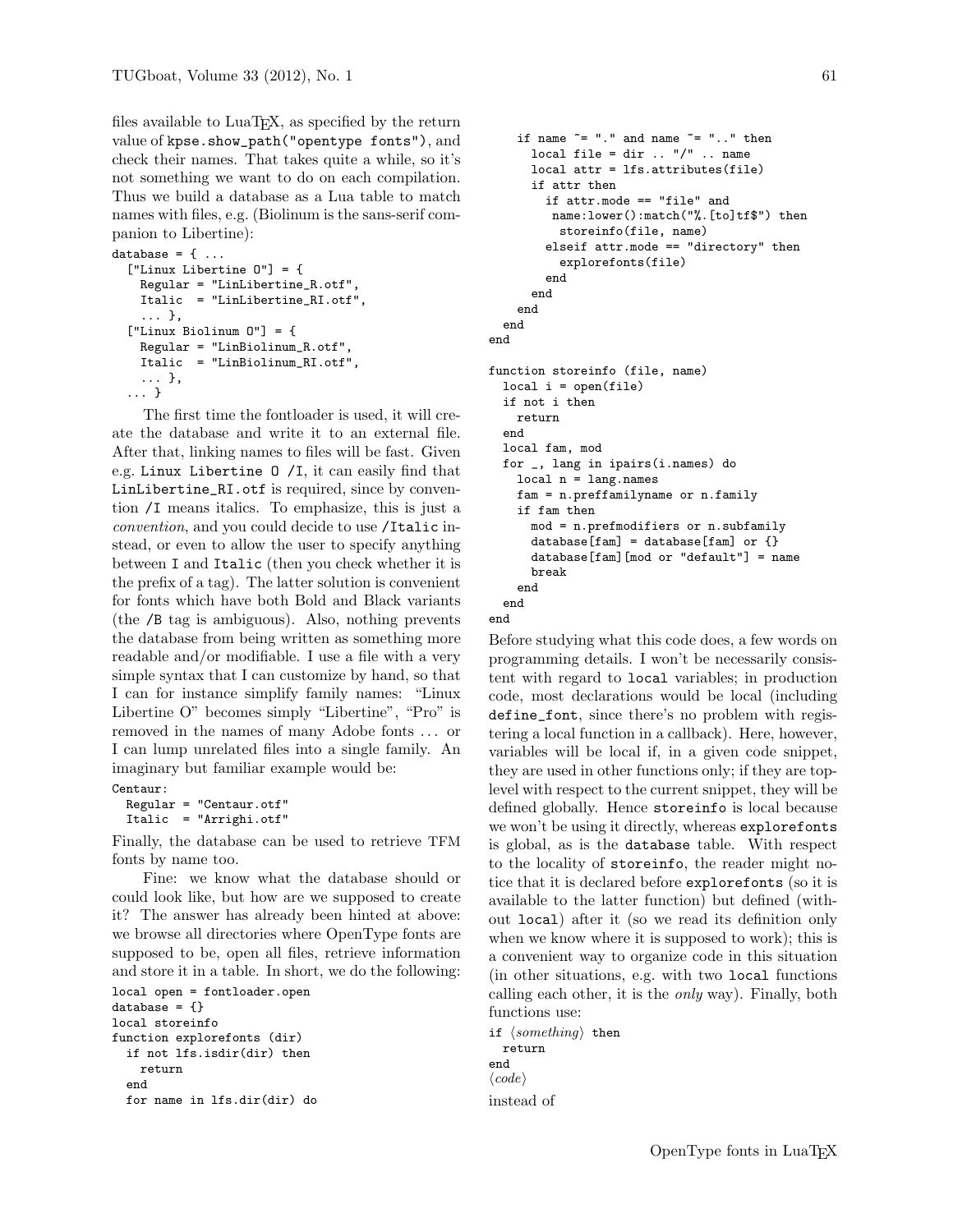files available to LuaTeX, as specified by the return value of `kpse.show_path("opentype fonts")`, and check their names. That takes quite a while, so it's not something we want to do on each compilation. Thus we build a database as a Lua table to match names with files, e.g. (Biolinum is the sans-serif companion to Libertine):

```
database = { ...
  ["Linux Libertine O"] = {
    Regular = "LinLibertine_R.otf",
    Italic  = "LinLibertine_RI.otf",
    ... },
  ["Linux Biolinum O"] = {
    Regular = "LinBiolinum_R.otf",
    Italic  = "LinBiolinum_RI.otf",
    ... },
  ... }
```

The first time the fontloader is used, it will create the database and write it to an external file. After that, linking names to files will be fast. Given e.g. `Linux Libertine O /I`, it can easily find that `LinLibertine_RI.otf` is required, since by convention `/I` means italics. To emphasize, this is just a *convention*, and you could decide to use `/Italic` instead, or even to allow the user to specify anything between `I` and `Italic` (then you check whether it is the prefix of a tag). The latter solution is convenient for fonts which have both Bold and Black variants (the `/B` tag is ambiguous). Also, nothing prevents the database from being written as something more readable and/or modifiable. I use a file with a very simple syntax that I can customize by hand, so that I can for instance simplify family names: "Linux Libertine O" becomes simply "Libertine", "Pro" is removed in the names of many Adobe fonts ... or I can lump unrelated files into a single family. An imaginary but familiar example would be:

```
Centaur:
  Regular = "Centaur.otf"
  Italic  = "Arrighi.otf"
```

Finally, the database can be used to retrieve TFM fonts by name too.

Fine: we know what the database should or could look like, but how are we supposed to create it? The answer has already been hinted at above: we browse all directories where OpenType fonts are supposed to be, open all files, retrieve information and store it in a table. In short, we do the following:

```
local open = fontloader.open
database = {}
local storeinfo
function explorefonts (dir)
  if not lfs.isdir(dir) then
    return
  end
  for name in lfs.dir(dir) do
    if name ~= "." and name ~= ".." then
      local file = dir .. "/" .. name
      local attr = lfs.attributes(file)
      if attr then
        if attr.mode == "file" and
         name:lower():match("%.[to]tf$") then
          storeinfo(file, name)
        elseif attr.mode == "directory" then
          explorefonts(file)
        end
      end
    end
  end
end

function storeinfo (file, name)
  local i = open(file)
  if not i then
    return
  end
  local fam, mod
  for _, lang in ipairs(i.names) do
    local n = lang.names
    fam = n.preffamilyname or n.family
    if fam then
      mod = n.prefmodifiers or n.subfamily
      database[fam] = database[fam] or {}
      database[fam][mod or "default"] = name
      break
    end
  end
end
```

Before studying what this code does, a few words on programming details. I won't be necessarily consistent with regard to `local` variables; in production code, most declarations would be local (including `define_font`, since there's no problem with registering a local function in a callback). Here, however, variables will be local if, in a given code snippet, they are used in other functions only; if they are top-level with respect to the current snippet, they will be defined globally. Hence `storeinfo` is local because we won't be using it directly, whereas `explorefonts` is global, as is the `database` table. With respect to the locality of `storeinfo`, the reader might notice that it is declared before `explorefonts` (so it is available to the latter function) but defined (without `local`) after it (so we read its definition only when we know where it is supposed to work); this is a convenient way to organize code in this situation (in other situations, e.g. with two `local` functions calling each other, it is the *only* way). Finally, both functions use:

```
if ⟨something⟩ then
  return
end
⟨code⟩
```

instead of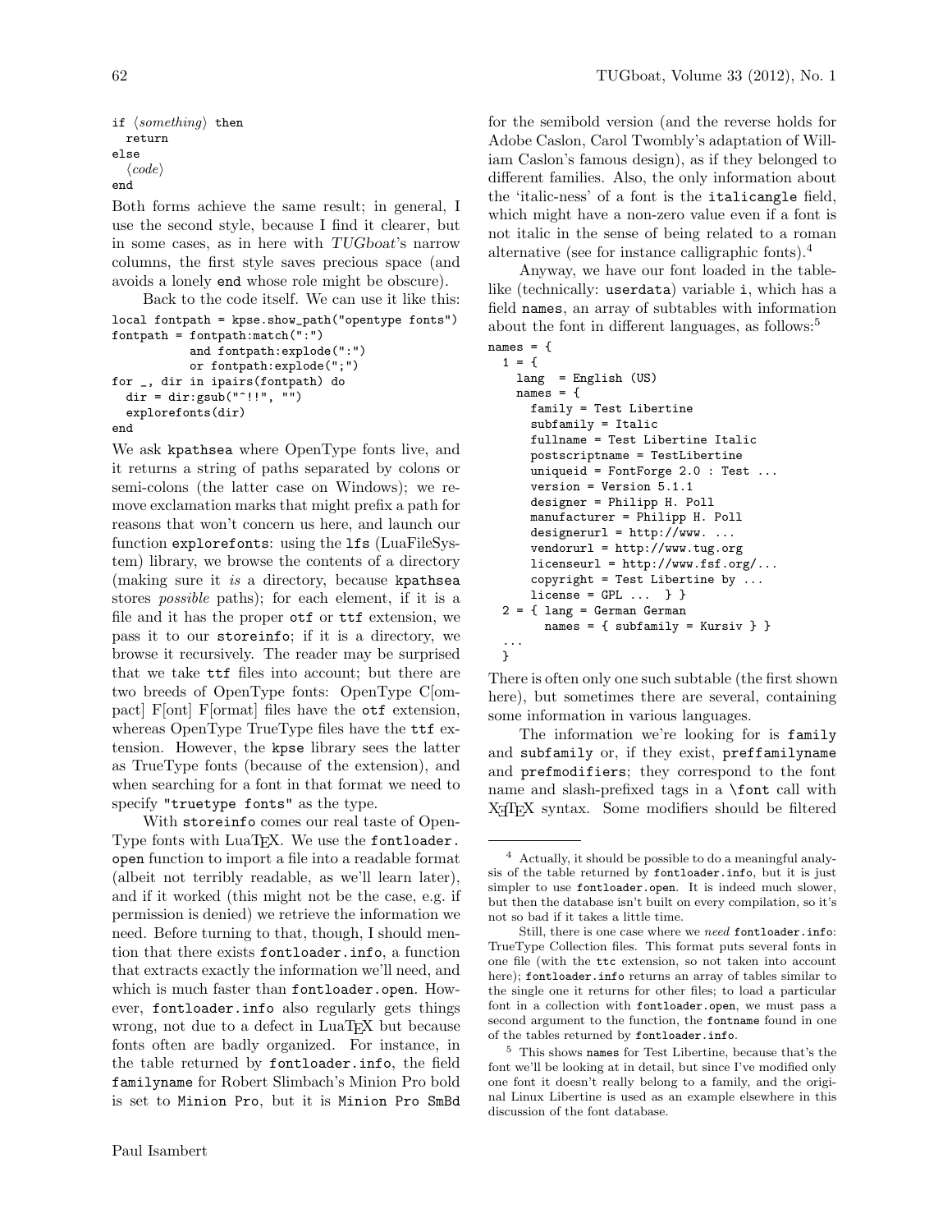```
if ⟨something⟩ then
  return
else
  ⟨code⟩
end
```

Both forms achieve the same result; in general, I use the second style, because I find it clearer, but in some cases, as in here with *TUGboat*'s narrow columns, the first style saves precious space (and avoids a lonely `end` whose role might be obscure).

Back to the code itself. We can use it like this:

```
local fontpath = kpse.show_path("opentype fonts")
fontpath = fontpath:match(":")
           and fontpath:explode(":")
           or fontpath:explode(";")
for _, dir in ipairs(fontpath) do
  dir = dir:gsub("^!!", "")
  explorefonts(dir)
end
```

We ask `kpathsea` where OpenType fonts live, and it returns a string of paths separated by colons or semi-colons (the latter case on Windows); we remove exclamation marks that might prefix a path for reasons that won't concern us here, and launch our function `explorefonts`: using the `lfs` (LuaFileSystem) library, we browse the contents of a directory (making sure it *is* a directory, because `kpathsea` stores *possible* paths); for each element, if it is a file and it has the proper `otf` or `ttf` extension, we pass it to our `storeinfo`; if it is a directory, we browse it recursively. The reader may be surprised that we take `ttf` files into account; but there are two breeds of OpenType fonts: OpenType C[ompact] F[ont] F[ormat] files have the `otf` extension, whereas OpenType TrueType files have the `ttf` extension. However, the `kpse` library sees the latter as TrueType fonts (because of the extension), and when searching for a font in that format we need to specify `"truetype fonts"` as the type.

With `storeinfo` comes our real taste of OpenType fonts with LuaTEX. We use the `fontloader.open` function to import a file into a readable format (albeit not terribly readable, as we'll learn later), and if it worked (this might not be the case, e.g. if permission is denied) we retrieve the information we need. Before turning to that, though, I should mention that there exists `fontloader.info`, a function that extracts exactly the information we'll need, and which is much faster than `fontloader.open`. However, `fontloader.info` also regularly gets things wrong, not due to a defect in LuaTEX but because fonts often are badly organized. For instance, in the table returned by `fontloader.info`, the field `familyname` for Robert Slimbach's Minion Pro bold is set to `Minion Pro`, but it is `Minion Pro SmBd` for the semibold version (and the reverse holds for Adobe Caslon, Carol Twombly's adaptation of William Caslon's famous design), as if they belonged to different families. Also, the only information about the 'italic-ness' of a font is the `italicangle` field, which might have a non-zero value even if a font is not italic in the sense of being related to a roman alternative (see for instance calligraphic fonts).[4]

Anyway, we have our font loaded in the table-like (technically: `userdata`) variable `i`, which has a field `names`, an array of subtables with information about the font in different languages, as follows:[5]

```
names = {
  1 = {
    lang  = English (US)
    names = {
      family = Test Libertine
      subfamily = Italic
      fullname = Test Libertine Italic
      postscriptname = TestLibertine
      uniqueid = FontForge 2.0 : Test ...
      version = Version 5.1.1
      designer = Philipp H. Poll
      manufacturer = Philipp H. Poll
      designerurl = http://www. ...
      vendorurl = http://www.tug.org
      licenseurl = http://www.fsf.org/...
      copyright = Test Libertine by ...
      license = GPL ...  } }
  2 = { lang = German German
        names = { subfamily = Kursiv } }
  ...
  }
```

There is often only one such subtable (the first shown here), but sometimes there are several, containing some information in various languages.

The information we're looking for is `family` and `subfamily` or, if they exist, `preffamilyname` and `prefmodifiers`; they correspond to the font name and slash-prefixed tags in a `\font` call with XƎTEX syntax. Some modifiers should be filtered

---

[4] Actually, it should be possible to do a meaningful analysis of the table returned by `fontloader.info`, but it is just simpler to use `fontloader.open`. It is indeed much slower, but then the database isn't built on every compilation, so it's not so bad if it takes a little time.

Still, there is one case where we *need* `fontloader.info`: TrueType Collection files. This format puts several fonts in one file (with the `ttc` extension, so not taken into account here); `fontloader.info` returns an array of tables similar to the single one it returns for other files; to load a particular font in a collection with `fontloader.open`, we must pass a second argument to the function, the `fontname` found in one of the tables returned by `fontloader.info`.

[5] This shows `names` for Test Libertine, because that's the font we'll be looking at in detail, but since I've modified only one font it doesn't really belong to a family, and the original Linux Libertine is used as an example elsewhere in this discussion of the font database.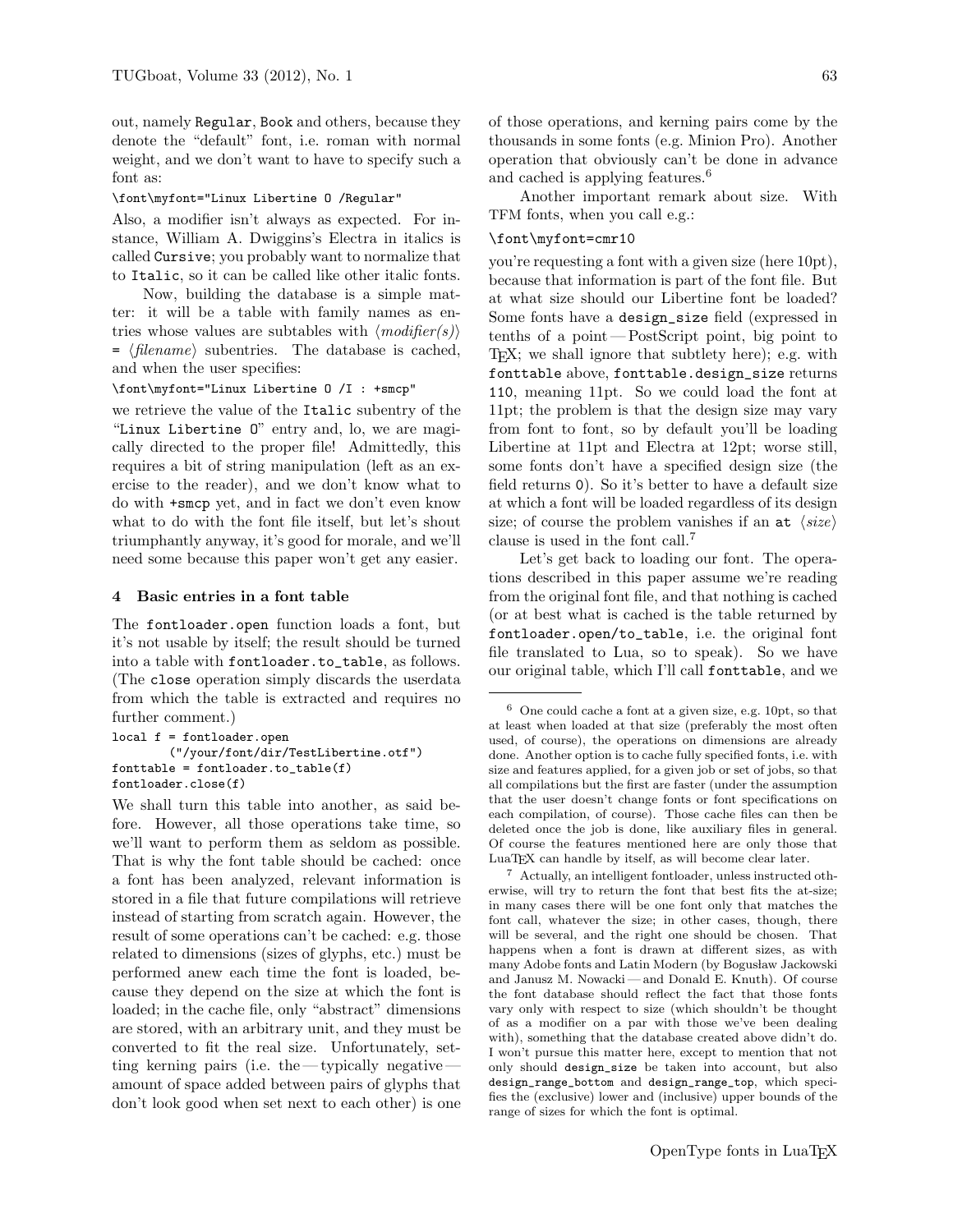out, namely `Regular`, `Book` and others, because they denote the "default" font, i.e. roman with normal weight, and we don't want to have to specify such a font as:

```
\font\myfont="Linux Libertine O /Regular"
```

Also, a modifier isn't always as expected. For instance, William A. Dwiggins's Electra in italics is called `Cursive`; you probably want to normalize that to `Italic`, so it can be called like other italic fonts.

Now, building the database is a simple matter: it will be a table with family names as entries whose values are subtables with ⟨*modifier(s)*⟩ = ⟨*filename*⟩ subentries. The database is cached, and when the user specifies:

```
\font\myfont="Linux Libertine O /I : +smcp"
```

we retrieve the value of the `Italic` subentry of the "`Linux Libertine O`" entry and, lo, we are magically directed to the proper file! Admittedly, this requires a bit of string manipulation (left as an exercise to the reader), and we don't know what to do with `+smcp` yet, and in fact we don't even know what to do with the font file itself, but let's shout triumphantly anyway, it's good for morale, and we'll need some because this paper won't get any easier.

## 4 Basic entries in a font table

The `fontloader.open` function loads a font, but it's not usable by itself; the result should be turned into a table with `fontloader.to_table`, as follows. (The `close` operation simply discards the userdata from which the table is extracted and requires no further comment.)

```
local f = fontloader.open
        ("/your/font/dir/TestLibertine.otf")
fonttable = fontloader.to_table(f)
fontloader.close(f)
```

We shall turn this table into another, as said before. However, all those operations take time, so we'll want to perform them as seldom as possible. That is why the font table should be cached: once a font has been analyzed, relevant information is stored in a file that future compilations will retrieve instead of starting from scratch again. However, the result of some operations can't be cached: e.g. those related to dimensions (sizes of glyphs, etc.) must be performed anew each time the font is loaded, because they depend on the size at which the font is loaded; in the cache file, only "abstract" dimensions are stored, with an arbitrary unit, and they must be converted to fit the real size. Unfortunately, setting kerning pairs (i.e. the — typically negative — amount of space added between pairs of glyphs that don't look good when set next to each other) is one of those operations, and kerning pairs come by the thousands in some fonts (e.g. Minion Pro). Another operation that obviously can't be done in advance and cached is applying features.[6]

Another important remark about size. With TFM fonts, when you call e.g.:

```
\font\myfont=cmr10
```

you're requesting a font with a given size (here 10pt), because that information is part of the font file. But at what size should our Libertine font be loaded? Some fonts have a `design_size` field (expressed in tenths of a point — PostScript point, big point to TeX; we shall ignore that subtlety here); e.g. with `fonttable` above, `fonttable.design_size` returns `110`, meaning 11pt. So we could load the font at 11pt; the problem is that the design size may vary from font to font, so by default you'll be loading Libertine at 11pt and Electra at 12pt; worse still, some fonts don't have a specified design size (the field returns `0`). So it's better to have a default size at which a font will be loaded regardless of its design size; of course the problem vanishes if an `at` ⟨*size*⟩ clause is used in the font call.[7]

Let's get back to loading our font. The operations described in this paper assume we're reading from the original font file, and that nothing is cached (or at best what is cached is the table returned by `fontloader.open/to_table`, i.e. the original font file translated to Lua, so to speak). So we have our original table, which I'll call `fonttable`, and we

---

[6] One could cache a font at a given size, e.g. 10pt, so that at least when loaded at that size (preferably the most often used, of course), the operations on dimensions are already done. Another option is to cache fully specified fonts, i.e. with size and features applied, for a given job or set of jobs, so that all compilations but the first are faster (under the assumption that the user doesn't change fonts or font specifications on each compilation, of course). Those cache files can then be deleted once the job is done, like auxiliary files in general. Of course the features mentioned here are only those that LuaTeX can handle by itself, as will become clear later.

[7] Actually, an intelligent fontloader, unless instructed otherwise, will try to return the font that best fits the at-size; in many cases there will be one font only that matches the font call, whatever the size; in other cases, though, there will be several, and the right one should be chosen. That happens when a font is drawn at different sizes, as with many Adobe fonts and Latin Modern (by Bogusław Jackowski and Janusz M. Nowacki — and Donald E. Knuth). Of course the font database should reflect the fact that those fonts vary only with respect to size (which shouldn't be thought of as a modifier on a par with those we've been dealing with), something that the database created above didn't do. I won't pursue this matter here, except to mention that not only should `design_size` be taken into account, but also `design_range_bottom` and `design_range_top`, which specifies the (exclusive) lower and (inclusive) upper bounds of the range of sizes for which the font is optimal.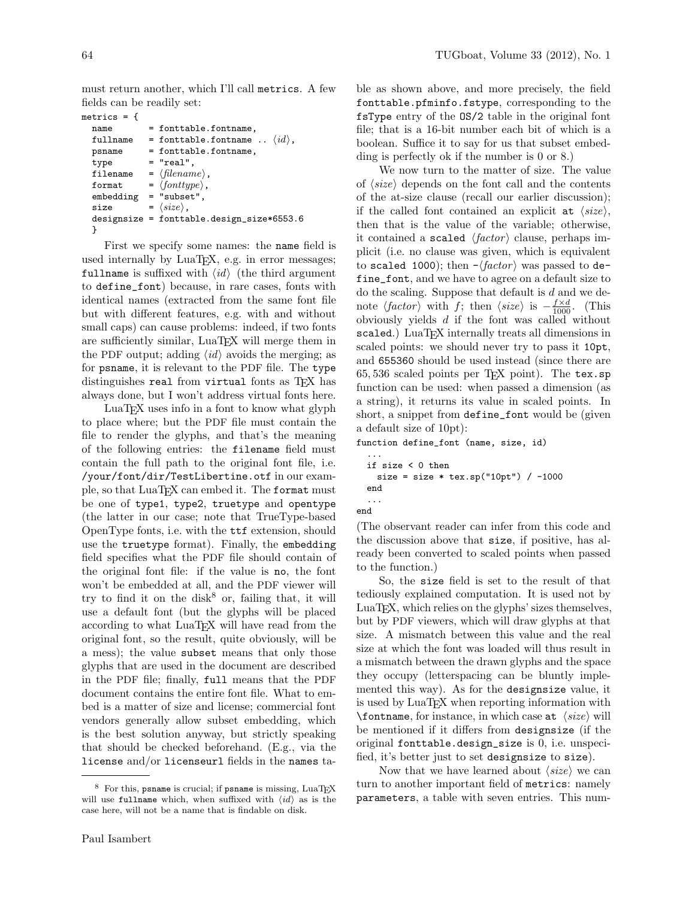must return another, which I'll call `metrics`. A few fields can be readily set:

```
metrics = {
  name       = fonttable.fontname,
  fullname   = fonttable.fontname .. ⟨id⟩,
  psname     = fonttable.fontname,
  type       = "real",
  filename   = ⟨filename⟩,
  format     = ⟨fonttype⟩,
  embedding  = "subset",
  size       = ⟨size⟩,
  designsize = fonttable.design_size*6553.6
  }
```

First we specify some names: the `name` field is used internally by LuaTeX, e.g. in error messages; `fullname` is suffixed with ⟨*id*⟩ (the third argument to `define_font`) because, in rare cases, fonts with identical names (extracted from the same font file but with different features, e.g. with and without small caps) can cause problems: indeed, if two fonts are sufficiently similar, LuaTeX will merge them in the PDF output; adding ⟨*id*⟩ avoids the merging; as for `psname`, it is relevant to the PDF file. The `type` distinguishes `real` from `virtual` fonts as TeX has always done, but I won't address virtual fonts here.

LuaTeX uses info in a font to know what glyph to place where; but the PDF file must contain the file to render the glyphs, and that's the meaning of the following entries: the `filename` field must contain the full path to the original font file, i.e. `/your/font/dir/TestLibertine.otf` in our example, so that LuaTeX can embed it. The `format` must be one of `type1`, `type2`, `truetype` and `opentype` (the latter in our case; note that TrueType-based OpenType fonts, i.e. with the `ttf` extension, should use the `truetype` format). Finally, the `embedding` field specifies what the PDF file should contain of the original font file: if the value is `no`, the font won't be embedded at all, and the PDF viewer will try to find it on the disk[8] or, failing that, it will use a default font (but the glyphs will be placed according to what LuaTeX will have read from the original font, so the result, quite obviously, will be a mess); the value `subset` means that only those glyphs that are used in the document are described in the PDF file; finally, `full` means that the PDF document contains the entire font file. What to embed is a matter of size and license; commercial font vendors generally allow subset embedding, which is the best solution anyway, but strictly speaking that should be checked beforehand. (E.g., via the `license` and/or `licenseurl` fields in the `names` table as shown above, and more precisely, the field `fonttable.pfminfo.fstype`, corresponding to the `fsType` entry of the `OS/2` table in the original font file; that is a 16-bit number each bit of which is a boolean. Suffice it to say for us that subset embedding is perfectly ok if the number is 0 or 8.)

We now turn to the matter of size. The value of ⟨*size*⟩ depends on the font call and the contents of the at-size clause (recall our earlier discussion); if the called font contained an explicit `at` ⟨*size*⟩, then that is the value of the variable; otherwise, it contained a `scaled` ⟨*factor*⟩ clause, perhaps implicit (i.e. no clause was given, which is equivalent to `scaled 1000`); then `-`⟨*factor*⟩ was passed to `define_font`, and we have to agree on a default size to do the scaling. Suppose that default is $d$ and we denote ⟨*factor*⟩ with $f$; then ⟨*size*⟩ is $-\frac{f \times d}{1000}$. (This obviously yields $d$ if the font was called without `scaled`.) LuaTeX internally treats all dimensions in scaled points: we should never try to pass it `10pt`, and `655360` should be used instead (since there are 65,536 scaled points per TeX point). The `tex.sp` function can be used: when passed a dimension (as a string), it returns its value in scaled points. In short, a snippet from `define_font` would be (given a default size of 10pt):

```
function define_font (name, size, id)
  ...
  if size < 0 then
    size = size * tex.sp("10pt") / -1000
  end
  ...
end
```

(The observant reader can infer from this code and the discussion above that `size`, if positive, has already been converted to scaled points when passed to the function.)

So, the `size` field is set to the result of that tediously explained computation. It is used not by LuaTeX, which relies on the glyphs' sizes themselves, but by PDF viewers, which will draw glyphs at that size. A mismatch between this value and the real size at which the font was loaded will thus result in a mismatch between the drawn glyphs and the space they occupy (letterspacing can be bluntly implemented this way). As for the `designsize` value, it is used by LuaTeX when reporting information with `\fontname`, for instance, in which case `at` ⟨*size*⟩ will be mentioned if it differs from `designsize` (if the original `fonttable.design_size` is 0, i.e. unspecified, it's better just to set `designsize` to `size`).

Now that we have learned about ⟨*size*⟩ we can turn to another important field of `metrics`: namely `parameters`, a table with seven entries. This num-

[8] For this, `psname` is crucial; if `psname` is missing, LuaTeX will use `fullname` which, when suffixed with ⟨*id*⟩ as is the case here, will not be a name that is findable on disk.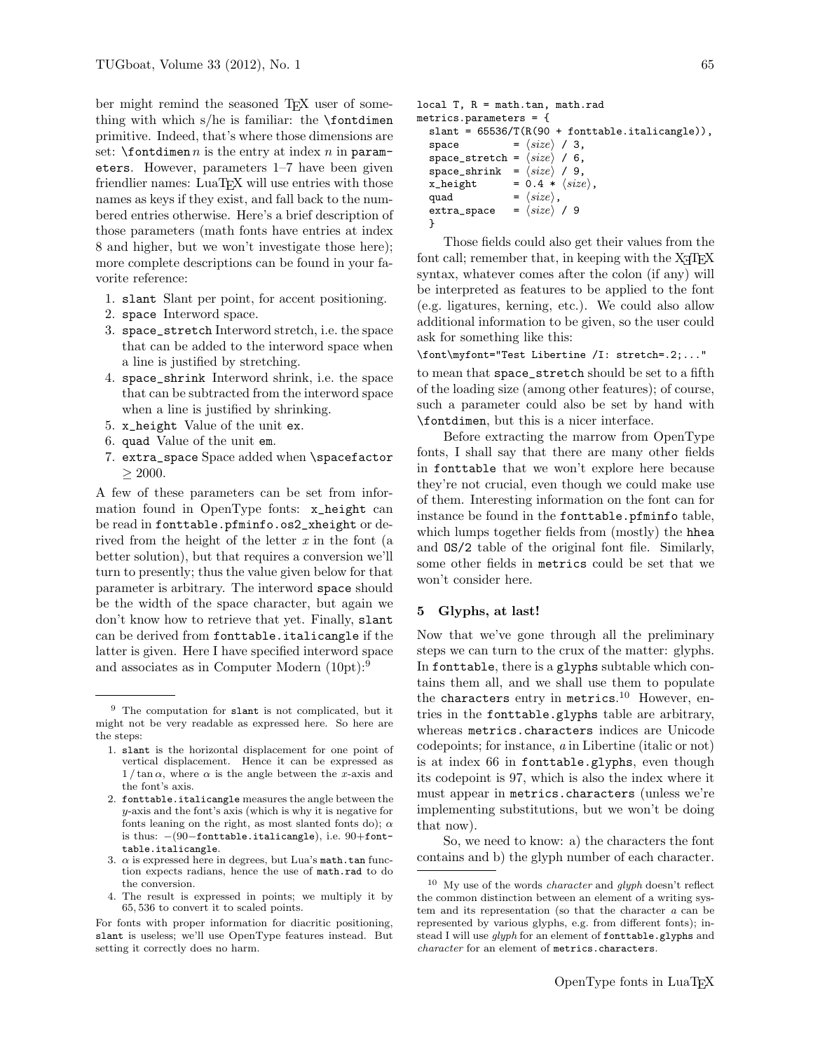ber might remind the seasoned TeX user of something with which s/he is familiar: the `\fontdimen` primitive. Indeed, that's where those dimensions are set: `\fontdimen` $n$ is the entry at index $n$ in `parameters`. However, parameters 1–7 have been given friendlier names: LuaTeX will use entries with those names as keys if they exist, and fall back to the numbered entries otherwise. Here's a brief description of those parameters (math fonts have entries at index 8 and higher, but we won't investigate those here); more complete descriptions can be found in your favorite reference:

1. `slant` Slant per point, for accent positioning.
2. `space` Interword space.
3. `space_stretch` Interword stretch, i.e. the space that can be added to the interword space when a line is justified by stretching.
4. `space_shrink` Interword shrink, i.e. the space that can be subtracted from the interword space when a line is justified by shrinking.
5. `x_height` Value of the unit `ex`.
6. `quad` Value of the unit `em`.
7. `extra_space` Space added when `\spacefactor` $\geq 2000$.

A few of these parameters can be set from information found in OpenType fonts: `x_height` can be read in `fonttable.pfminfo.os2_xheight` or derived from the height of the letter *x* in the font (a better solution), but that requires a conversion we'll turn to presently; thus the value given below for that parameter is arbitrary. The interword `space` should be the width of the space character, but again we don't know how to retrieve that yet. Finally, `slant` can be derived from `fonttable.italicangle` if the latter is given. Here I have specified interword space and associates as in Computer Modern (10pt):[9]

```
local T, R = math.tan, math.rad
metrics.parameters = {
  slant = 65536/T(R(90 + fonttable.italicangle)),
  space         = ⟨size⟩ / 3,
  space_stretch = ⟨size⟩ / 6,
  space_shrink  = ⟨size⟩ / 9,
  x_height      = 0.4 * ⟨size⟩,
  quad          = ⟨size⟩,
  extra_space   = ⟨size⟩ / 9
  }
```

Those fields could also get their values from the font call; remember that, in keeping with the XeTeX syntax, whatever comes after the colon (if any) will be interpreted as features to be applied to the font (e.g. ligatures, kerning, etc.). We could also allow additional information to be given, so the user could ask for something like this:

```
\font\myfont="Test Libertine /I: stretch=.2;..."
```

to mean that `space_stretch` should be set to a fifth of the loading size (among other features); of course, such a parameter could also be set by hand with `\fontdimen`, but this is a nicer interface.

Before extracting the marrow from OpenType fonts, I shall say that there are many other fields in `fonttable` that we won't explore here because they're not crucial, even though we could make use of them. Interesting information on the font can for instance be found in the `fonttable.pfminfo` table, which lumps together fields from (mostly) the `hhea` and `OS/2` table of the original font file. Similarly, some other fields in `metrics` could be set that we won't consider here.

## 5 Glyphs, at last!

Now that we've gone through all the preliminary steps we can turn to the crux of the matter: glyphs. In `fonttable`, there is a `glyphs` subtable which contains them all, and we shall use them to populate the `characters` entry in `metrics`.[10] However, entries in the `fonttable.glyphs` table are arbitrary, whereas `metrics.characters` indices are Unicode codepoints; for instance, *a* in Libertine (italic or not) is at index 66 in `fonttable.glyphs`, even though its codepoint is 97, which is also the index where it must appear in `metrics.characters` (unless we're implementing substitutions, but we won't be doing that now).

So, we need to know: a) the characters the font contains and b) the glyph number of each character.

---

[9] The computation for `slant` is not complicated, but it might not be very readable as expressed here. So here are the steps:

1. `slant` is the horizontal displacement for one point of vertical displacement. Hence it can be expressed as $1 / \tan\alpha$, where $\alpha$ is the angle between the $x$-axis and the font's axis.
2. `fonttable.italicangle` measures the angle between the $y$-axis and the font's axis (which is why it is negative for fonts leaning on the right, as most slanted fonts do); $\alpha$ is thus: $-(90-$`fonttable.italicangle`$)$, i.e. $90+$`fonttable.italicangle`.
3. $\alpha$ is expressed here in degrees, but Lua's `math.tan` function expects radians, hence the use of `math.rad` to do the conversion.
4. The result is expressed in points; we multiply it by 65,536 to convert it to scaled points.

For fonts with proper information for diacritic positioning, `slant` is useless; we'll use OpenType features instead. But setting it correctly does no harm.

[10] My use of the words *character* and *glyph* doesn't reflect the common distinction between an element of a writing system and its representation (so that the character *a* can be represented by various glyphs, e.g. from different fonts); instead I will use *glyph* for an element of `fonttable.glyphs` and *character* for an element of `metrics.characters`.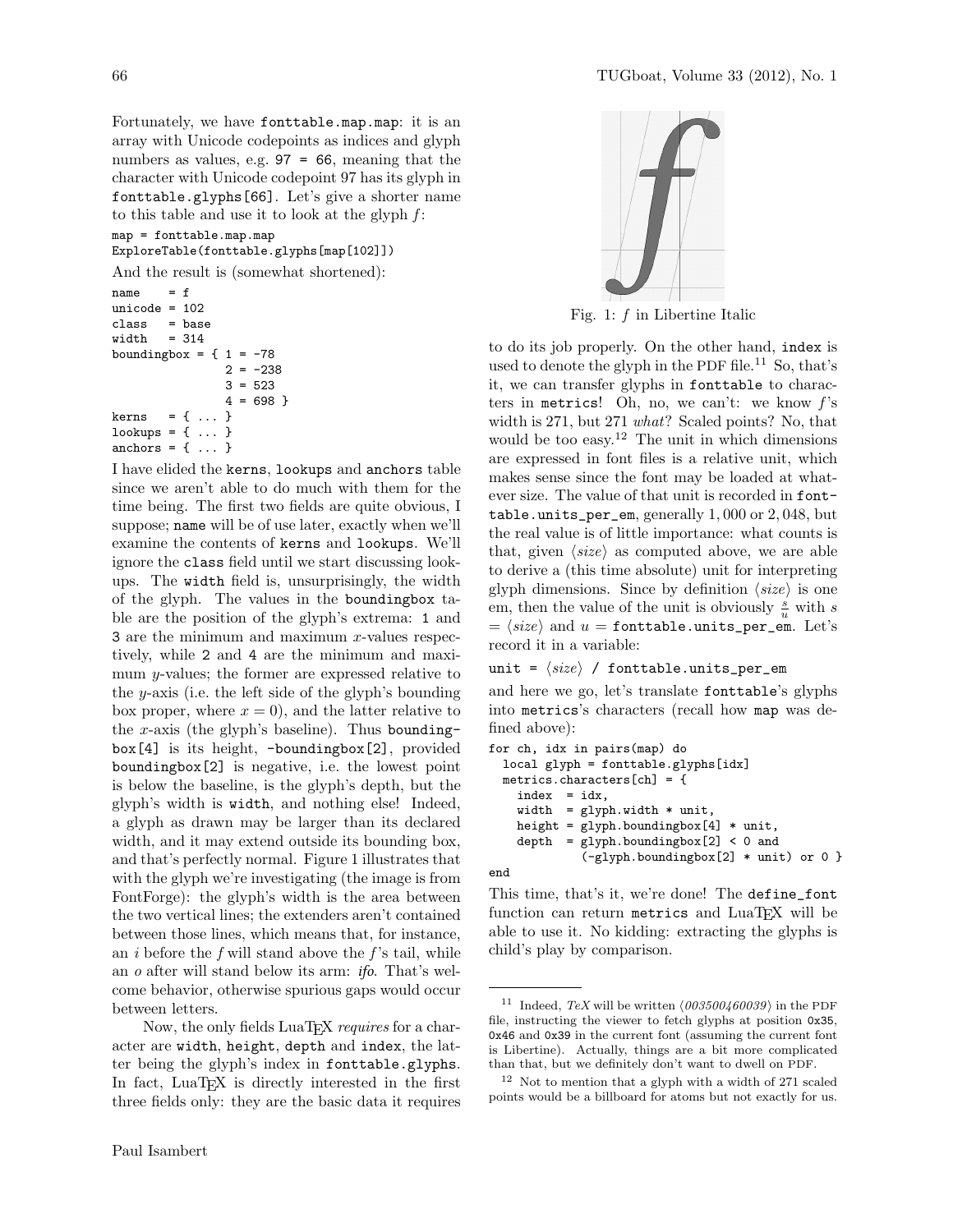Fortunately, we have `fonttable.map.map`: it is an array with Unicode codepoints as indices and glyph numbers as values, e.g. `97 = 66`, meaning that the character with Unicode codepoint 97 has its glyph in `fonttable.glyphs[66]`. Let's give a shorter name to this table and use it to look at the glyph *f*:

```
map = fonttable.map.map
ExploreTable(fonttable.glyphs[map[102]])
```

And the result is (somewhat shortened):

```
name     = f
unicode = 102
class   = base
width   = 314
boundingbox = { 1 = -78
                2 = -238
                3 = 523
                4 = 698 }
kerns   = { ... }
lookups = { ... }
anchors = { ... }
```

I have elided the `kerns`, `lookups` and `anchors` table since we aren't able to do much with them for the time being. The first two fields are quite obvious, I suppose; `name` will be of use later, exactly when we'll examine the contents of `kerns` and `lookups`. We'll ignore the `class` field until we start discussing lookups. The `width` field is, unsurprisingly, the width of the glyph. The values in the `boundingbox` table are the position of the glyph's extrema: `1` and `3` are the minimum and maximum $x$-values respectively, while `2` and `4` are the minimum and maximum $y$-values; the former are expressed relative to the $y$-axis (i.e. the left side of the glyph's bounding box proper, where $x = 0$), and the latter relative to the $x$-axis (the glyph's baseline). Thus `boundingbox[4]` is its height, `-boundingbox[2]`, provided `boundingbox[2]` is negative, i.e. the lowest point is below the baseline, is the glyph's depth, but the glyph's width is `width`, and nothing else! Indeed, a glyph as drawn may be larger than its declared width, and it may extend outside its bounding box, and that's perfectly normal. Figure 1 illustrates that with the glyph we're investigating (the image is from FontForge): the glyph's width is the area between the two vertical lines; the extenders aren't contained between those lines, which means that, for instance, an *i* before the *f* will stand above the *f*'s tail, while an *o* after will stand below its arm: *ifo*. That's welcome behavior, otherwise spurious gaps would occur between letters.

Fig. 1: *f* in Libertine Italic

Now, the only fields LuaTeX *requires* for a character are `width`, `height`, `depth` and `index`, the latter being the glyph's index in `fonttable.glyphs`. In fact, LuaTeX is directly interested in the first three fields only: they are the basic data it requires to do its job properly. On the other hand, `index` is used to denote the glyph in the PDF file.[11] So, that's it, we can transfer glyphs in `fonttable` to characters in `metrics`! Oh, no, we can't: we know *f*'s width is 271, but 271 *what*? Scaled points? No, that would be too easy.[12] The unit in which dimensions are expressed in font files is a relative unit, which makes sense since the font may be loaded at whatever size. The value of that unit is recorded in `fonttable.units_per_em`, generally 1,000 or 2,048, but the real value is of little importance: what counts is that, given ⟨*size*⟩ as computed above, we are able to derive a (this time absolute) unit for interpreting glyph dimensions. Since by definition ⟨*size*⟩ is one em, then the value of the unit is obviously $\frac{s}{u}$ with $s$ = ⟨*size*⟩ and $u$ = `fonttable.units_per_em`. Let's record it in a variable:

```
unit = ⟨size⟩ / fonttable.units_per_em
```

and here we go, let's translate `fonttable`'s glyphs into `metrics`'s characters (recall how `map` was defined above):

```
for ch, idx in pairs(map) do
  local glyph = fonttable.glyphs[idx]
  metrics.characters[ch] = {
    index  = idx,
    width  = glyph.width * unit,
    height = glyph.boundingbox[4] * unit,
    depth  = glyph.boundingbox[2] < 0 and
             (-glyph.boundingbox[2] * unit) or 0 }
end
```

This time, that's it, we're done! The `define_font` function can return `metrics` and LuaTeX will be able to use it. No kidding: extracting the glyphs is child's play by comparison.

---

[11] Indeed, *TeX* will be written ⟨*003500460039*⟩ in the PDF file, instructing the viewer to fetch glyphs at position `0x35`, `0x46` and `0x39` in the current font (assuming the current font is Libertine). Actually, things are a bit more complicated than that, but we definitely don't want to dwell on PDF.

[12] Not to mention that a glyph with a width of 271 scaled points would be a billboard for atoms but not exactly for us.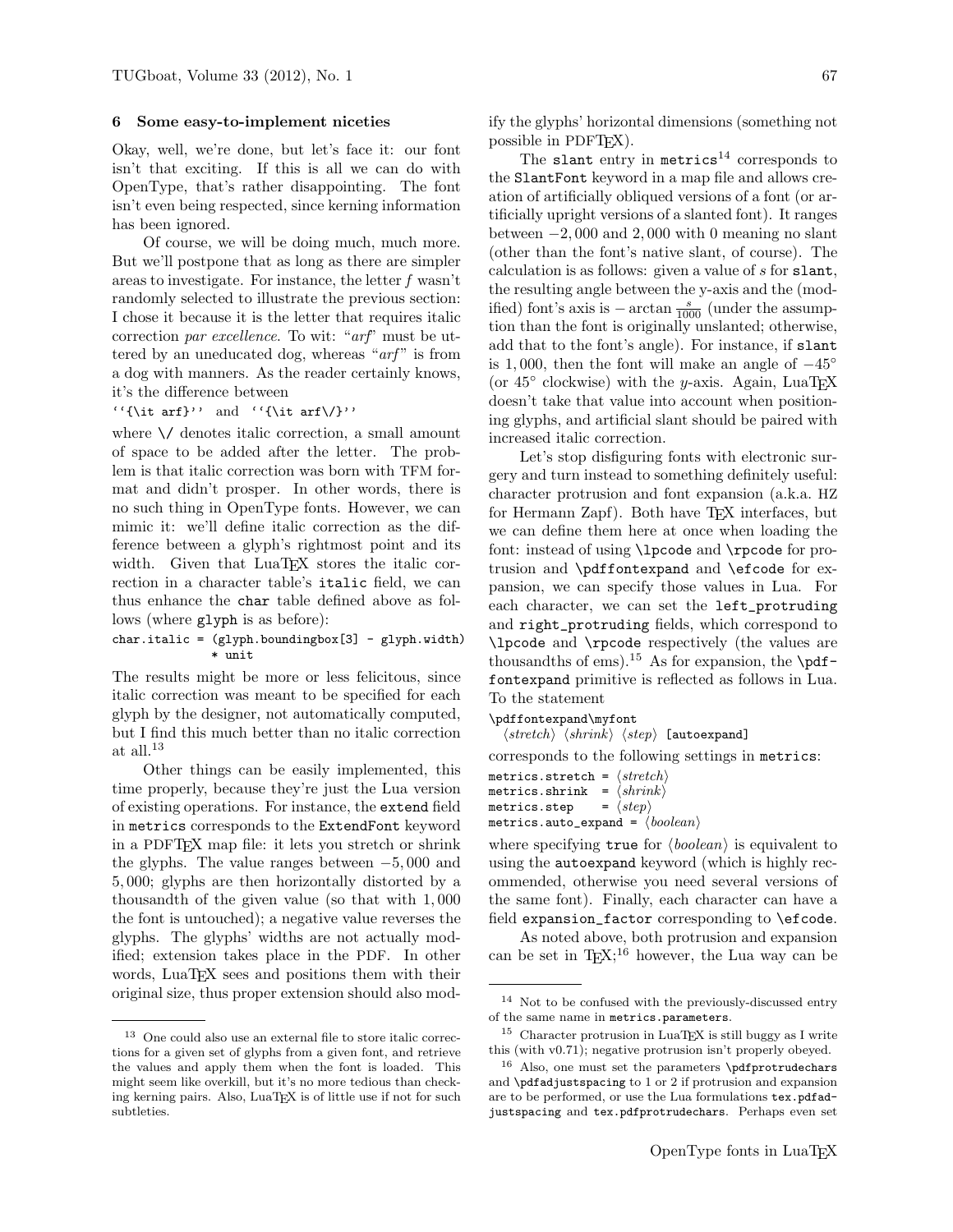## 6 Some easy-to-implement niceties

Okay, well, we're done, but let's face it: our font isn't that exciting. If this is all we can do with OpenType, that's rather disappointing. The font isn't even being respected, since kerning information has been ignored.

Of course, we will be doing much, much more. But we'll postpone that as long as there are simpler areas to investigate. For instance, the letter *f* wasn't randomly selected to illustrate the previous section: I chose it because it is the letter that requires italic correction *par excellence*. To wit: "*arf*" must be uttered by an uneducated dog, whereas "*arf*" is from a dog with manners. As the reader certainly knows, it's the difference between

```
''{\it arf}''  and  ''{\it arf\/}''
```

where `\/` denotes italic correction, a small amount of space to be added after the letter. The problem is that italic correction was born with TFM format and didn't prosper. In other words, there is no such thing in OpenType fonts. However, we can mimic it: we'll define italic correction as the difference between a glyph's rightmost point and its width. Given that LuaTeX stores the italic correction in a character table's `italic` field, we can thus enhance the `char` table defined above as follows (where `glyph` is as before):

```
char.italic = (glyph.boundingbox[3] - glyph.width)
              * unit
```

The results might be more or less felicitous, since italic correction was meant to be specified for each glyph by the designer, not automatically computed, but I find this much better than no italic correction at all.[13]

Other things can be easily implemented, this time properly, because they're just the Lua version of existing operations. For instance, the `extend` field in `metrics` corresponds to the `ExtendFont` keyword in a PDFTeX map file: it lets you stretch or shrink the glyphs. The value ranges between $-5,000$ and $5,000$; glyphs are then horizontally distorted by a thousandth of the given value (so that with $1,000$ the font is untouched); a negative value reverses the glyphs. The glyphs' widths are not actually modified; extension takes place in the PDF. In other words, LuaTeX sees and positions them with their original size, thus proper extension should also modify the glyphs' horizontal dimensions (something not possible in PDFTeX).

The `slant` entry in `metrics`[14] corresponds to the `SlantFont` keyword in a map file and allows creation of artificially obliqued versions of a font (or artificially upright versions of a slanted font). It ranges between $-2,000$ and $2,000$ with 0 meaning no slant (other than the font's native slant, of course). The calculation is as follows: given a value of $s$ for `slant`, the resulting angle between the y-axis and the (modified) font's axis is $-\arctan\frac{s}{1000}$ (under the assumption that the font is originally unslanted; otherwise, add that to the font's angle). For instance, if `slant` is $1,000$, then the font will make an angle of $-45°$ (or $45°$ clockwise) with the $y$-axis. Again, LuaTeX doesn't take that value into account when positioning glyphs, and artificial slant should be paired with increased italic correction.

Let's stop disfiguring fonts with electronic surgery and turn instead to something definitely useful: character protrusion and font expansion (a.k.a. HZ for Hermann Zapf). Both have TeX interfaces, but we can define them here at once when loading the font: instead of using `\lpcode` and `\rpcode` for protrusion and `\pdffontexpand` and `\efcode` for expansion, we can specify those values in Lua. For each character, we can set the `left_protruding` and `right_protruding` fields, which correspond to `\lpcode` and `\rpcode` respectively (the values are thousandths of ems).[15] As for expansion, the `\pdffontexpand` primitive is reflected as follows in Lua. To the statement

```
\pdffontexpand\myfont
  ⟨stretch⟩ ⟨shrink⟩ ⟨step⟩ [autoexpand]
```

corresponds to the following settings in `metrics`:

```
metrics.stretch = ⟨stretch⟩
metrics.shrink  = ⟨shrink⟩
metrics.step    = ⟨step⟩
metrics.auto_expand = ⟨boolean⟩
```

where specifying `true` for ⟨*boolean*⟩ is equivalent to using the `autoexpand` keyword (which is highly recommended, otherwise you need several versions of the same font). Finally, each character can have a field `expansion_factor` corresponding to `\efcode`.

As noted above, both protrusion and expansion can be set in TeX;[16] however, the Lua way can be

---

[13] One could also use an external file to store italic corrections for a given set of glyphs from a given font, and retrieve the values and apply them when the font is loaded. This might seem like overkill, but it's no more tedious than checking kerning pairs. Also, LuaTeX is of little use if not for such subtleties.

[14] Not to be confused with the previously-discussed entry of the same name in `metrics.parameters`.

[15] Character protrusion in LuaTeX is still buggy as I write this (with v0.71); negative protrusion isn't properly obeyed.

[16] Also, one must set the parameters `\pdfprotrudechars` and `\pdfadjustspacing` to 1 or 2 if protrusion and expansion are to be performed, or use the Lua formulations `tex.pdfadjustspacing` and `tex.pdfprotrudechars`. Perhaps even set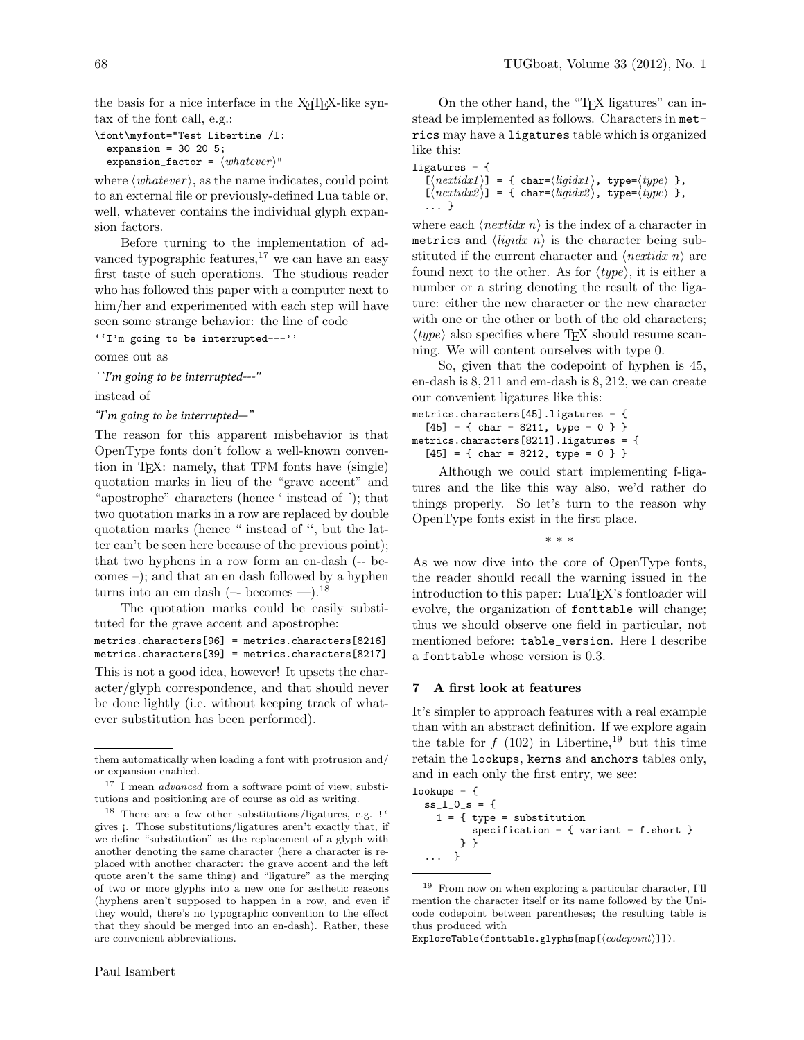the basis for a nice interface in the XeTeX-like syntax of the font call, e.g.:

```
\font\myfont="Test Libertine /I:
  expansion = 30 20 5;
  expansion_factor = ⟨whatever⟩"
```

where ⟨*whatever*⟩, as the name indicates, could point to an external file or previously-defined Lua table or, well, whatever contains the individual glyph expansion factors.

Before turning to the implementation of advanced typographic features,[17] we can have an easy first taste of such operations. The studious reader who has followed this paper with a computer next to him/her and experimented with each step will have seen some strange behavior: the line of code

```
''I'm going to be interrupted---''
```

comes out as

*``I'm going to be interrupted---''*

instead of

*"I'm going to be interrupted—"*

The reason for this apparent misbehavior is that OpenType fonts don't follow a well-known convention in TeX: namely, that TFM fonts have (single) quotation marks in lieu of the "grave accent" and "apostrophe" characters (hence ' instead of `); that two quotation marks in a row are replaced by double quotation marks (hence " instead of '', but the latter can't be seen here because of the previous point); that two hyphens in a row form an en-dash (-- becomes –); and that an en dash followed by a hyphen turns into an em dash (–- becomes —).[18]

The quotation marks could be easily substituted for the grave accent and apostrophe:

```
metrics.characters[96] = metrics.characters[8216]
metrics.characters[39] = metrics.characters[8217]
```

This is not a good idea, however! It upsets the character/glyph correspondence, and that should never be done lightly (i.e. without keeping track of whatever substitution has been performed).

On the other hand, the "TeX ligatures" can instead be implemented as follows. Characters in `metrics` may have a `ligatures` table which is organized like this:

```
ligatures = {
  [⟨nextidx1⟩] = { char=⟨ligidx1⟩, type=⟨type⟩ },
  [⟨nextidx2⟩] = { char=⟨ligidx2⟩, type=⟨type⟩ },
  ... }
```

where each ⟨*nextidx n*⟩ is the index of a character in `metrics` and ⟨*ligidx n*⟩ is the character being substituted if the current character and ⟨*nextidx n*⟩ are found next to the other. As for ⟨*type*⟩, it is either a number or a string denoting the result of the ligature: either the new character or the new character with one or the other or both of the old characters; ⟨*type*⟩ also specifies where TeX should resume scanning. We will content ourselves with type 0.

So, given that the codepoint of hyphen is 45, en-dash is 8,211 and em-dash is 8,212, we can create our convenient ligatures like this:

```
metrics.characters[45].ligatures = {
  [45] = { char = 8211, type = 0 } }
metrics.characters[8211].ligatures = {
  [45] = { char = 8212, type = 0 } }
```

Although we could start implementing f-ligatures and the like this way also, we'd rather do things properly. So let's turn to the reason why OpenType fonts exist in the first place.

\* \* \*

As we now dive into the core of OpenType fonts, the reader should recall the warning issued in the introduction to this paper: LuaTeX's fontloader will evolve, the organization of `fonttable` will change; thus we should observe one field in particular, not mentioned before: `table_version`. Here I describe a `fonttable` whose version is 0.3.

## 7 A first look at features

It's simpler to approach features with a real example than with an abstract definition. If we explore again the table for *f* (102) in Libertine,[19] but this time retain the `lookups`, `kerns` and `anchors` tables only, and in each only the first entry, we see:

```
lookups = {
  ss_l_0_s = {
    1 = { type = substitution
          specification = { variant = f.short }
        } }
  ...  }
```

---

them automatically when loading a font with protrusion and/or expansion enabled.

[17] I mean *advanced* from a software point of view; substitutions and positioning are of course as old as writing.

[18] There are a few other substitutions/ligatures, e.g. !` gives ¡. Those substitutions/ligatures aren't exactly that, if we define "substitution" as the replacement of a glyph with another denoting the same character (here a character is replaced with another character: the grave accent and the left quote aren't the same thing) and "ligature" as the merging of two or more glyphs into a new one for æsthetic reasons (hyphens aren't supposed to happen in a row, and even if they would, there's no typographic convention to the effect that they should be merged into an en-dash). Rather, these are convenient abbreviations.

[19] From now on when exploring a particular character, I'll mention the character itself or its name followed by the Unicode codepoint between parentheses; the resulting table is thus produced with
`ExploreTable(fonttable.glyphs[map[⟨codepoint⟩]])`.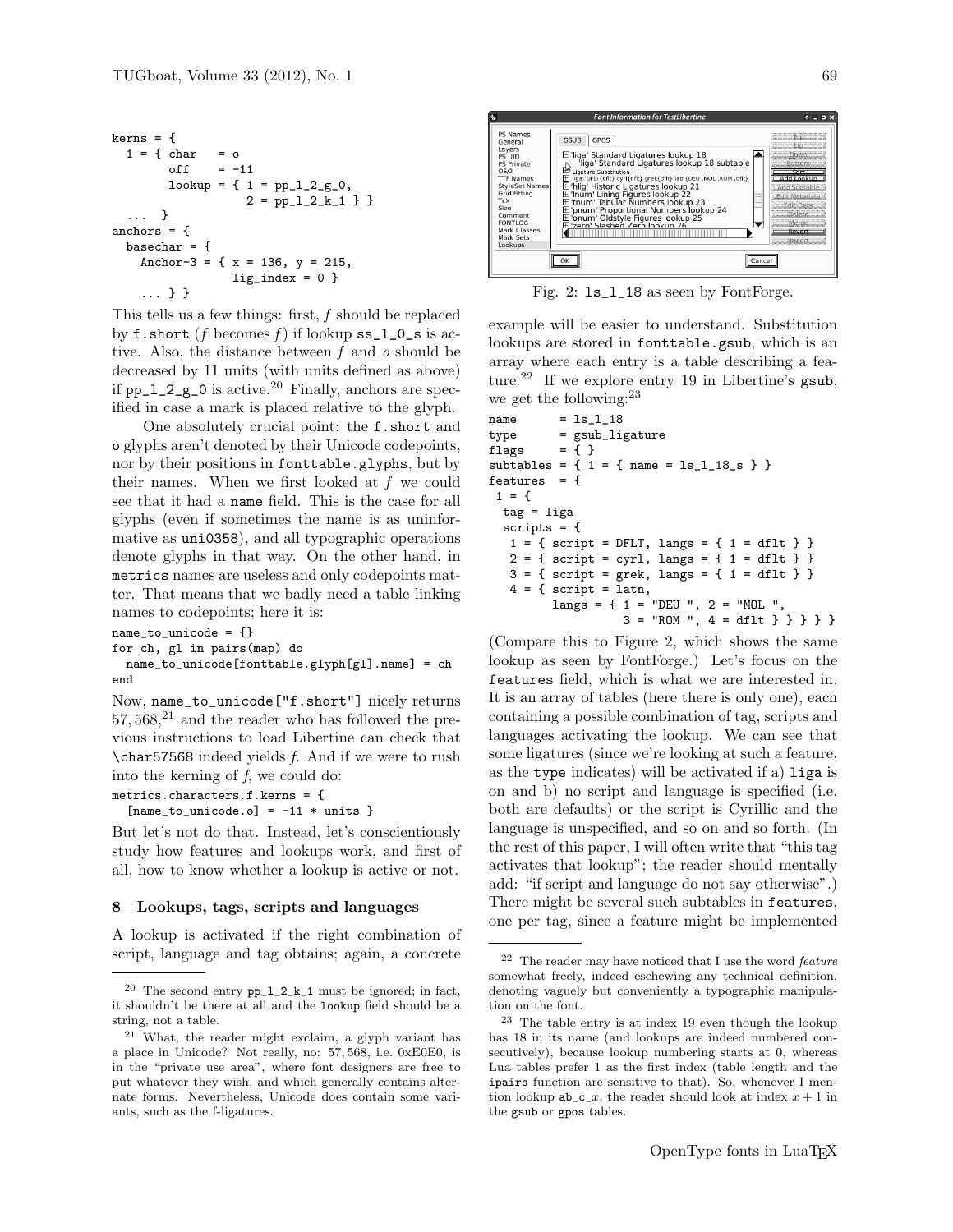```
kerns = {
  1 = { char   = o
        off    = -11
        lookup = { 1 = pp_l_2_g_0,
                   2 = pp_l_2_k_1 } }
  ...  }
anchors = {
  basechar = {
    Anchor-3 = { x = 136, y = 215,
                 lig_index = 0 }
    ... } }
```

This tells us a few things: first, *f* should be replaced by `f.short` (*f* becomes *f*) if lookup `ss_l_0_s` is active. Also, the distance between *f* and *o* should be decreased by 11 units (with units defined as above) if `pp_l_2_g_0` is active.[20] Finally, anchors are specified in case a mark is placed relative to the glyph.

One absolutely crucial point: the `f.short` and `o` glyphs aren't denoted by their Unicode codepoints, nor by their positions in `fonttable.glyphs`, but by their names. When we first looked at *f* we could see that it had a `name` field. This is the case for all glyphs (even if sometimes the name is as uninformative as `uni0358`), and all typographic operations denote glyphs in that way. On the other hand, in `metrics` names are useless and only codepoints matter. That means that we badly need a table linking names to codepoints; here it is:

```
name_to_unicode = {}
for ch, gl in pairs(map) do
  name_to_unicode[fonttable.glyph[gl].name] = ch
end
```

Now, `name_to_unicode["f.short"]` nicely returns 57,568,[21] and the reader who has followed the previous instructions to load Libertine can check that `\char57568` indeed yields *f*. And if we were to rush into the kerning of *f*, we could do:

```
metrics.characters.f.kerns = {
  [name_to_unicode.o] = -11 * units }
```

But let's not do that. Instead, let's conscientiously study how features and lookups work, and first of all, how to know whether a lookup is active or not.

## 8 Lookups, tags, scripts and languages

A lookup is activated if the right combination of script, language and tag obtains; again, a concrete example will be easier to understand. Substitution lookups are stored in `fonttable.gsub`, which is an array where each entry is a table describing a feature.[22] If we explore entry 19 in Libertine's `gsub`, we get the following:[23]

```
name      = ls_l_18
type      = gsub_ligature
flags     = { }
subtables = { 1 = { name = ls_l_18_s } }
features  = {
 1 = {
  tag = liga
  scripts = {
   1 = { script = DFLT, langs = { 1 = dflt } }
   2 = { script = cyrl, langs = { 1 = dflt } }
   3 = { script = grek, langs = { 1 = dflt } }
   4 = { script = latn,
         langs = { 1 = "DEU ", 2 = "MOL ",
                   3 = "ROM ", 4 = dflt } } } } }
```

Fig. 2: `ls_l_18` as seen by FontForge.

(Compare this to Figure 2, which shows the same lookup as seen by FontForge.) Let's focus on the `features` field, which is what we are interested in. It is an array of tables (here there is only one), each containing a possible combination of tag, scripts and languages activating the lookup. We can see that some ligatures (since we're looking at such a feature, as the `type` indicates) will be activated if a) `liga` is on and b) no script and language is specified (i.e. both are defaults) or the script is Cyrillic and the language is unspecified, and so on and so forth. (In the rest of this paper, I will often write that "this tag activates that lookup"; the reader should mentally add: "if script and language do not say otherwise".) There might be several such subtables in `features`, one per tag, since a feature might be implemented

---

[20] The second entry `pp_l_2_k_1` must be ignored; in fact, it shouldn't be there at all and the `lookup` field should be a string, not a table.

[21] What, the reader might exclaim, a glyph variant has a place in Unicode? Not really, no: 57,568, i.e. 0xE0E0, is in the "private use area", where font designers are free to put whatever they wish, and which generally contains alternate forms. Nevertheless, Unicode does contain some variants, such as the f-ligatures.

[22] The reader may have noticed that I use the word *feature* somewhat freely, indeed eschewing any technical definition, denoting vaguely but conveniently a typographic manipulation on the font.

[23] The table entry is at index 19 even though the lookup has 18 in its name (and lookups are indeed numbered consecutively), because lookup numbering starts at 0, whereas Lua tables prefer 1 as the first index (table length and the `ipairs` function are sensitive to that). So, whenever I mention lookup `ab_c_`$x$, the reader should look at index $x + 1$ in the `gsub` or `gpos` tables.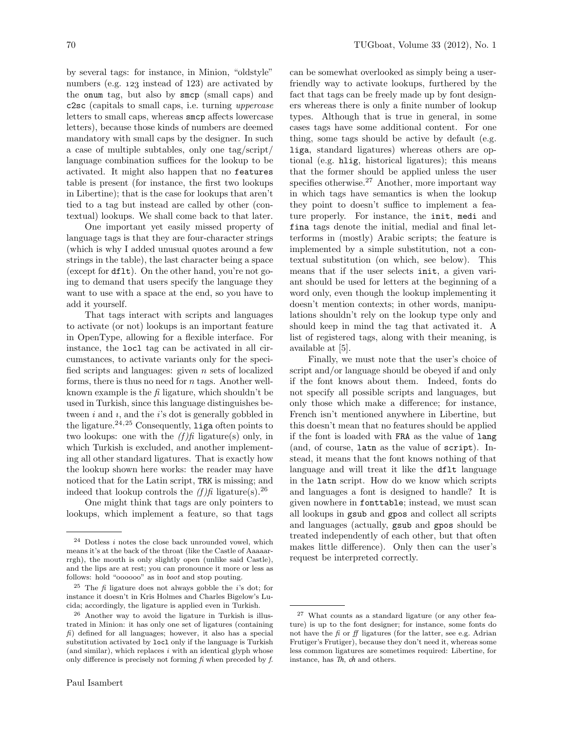by several tags: for instance, in Minion, "oldstyle" numbers (e.g. 123 instead of 123) are activated by the `onum` tag, but also by `smcp` (small caps) and `c2sc` (capitals to small caps, i.e. turning *uppercase* letters to small caps, whereas `smcp` affects lowercase letters), because those kinds of numbers are deemed mandatory with small caps by the designer. In such a case of multiple subtables, only one tag/script/language combination suffices for the lookup to be activated. It might also happen that no `features` table is present (for instance, the first two lookups in Libertine); that is the case for lookups that aren't tied to a tag but instead are called by other (contextual) lookups. We shall come back to that later.

One important yet easily missed property of language tags is that they are four-character strings (which is why I added unusual quotes around a few strings in the table), the last character being a space (except for `dflt`). On the other hand, you're not going to demand that users specify the language they want to use with a space at the end, so you have to add it yourself.

That tags interact with scripts and languages to activate (or not) lookups is an important feature in OpenType, allowing for a flexible interface. For instance, the `locl` tag can be activated in all circumstances, to activate variants only for the specified scripts and languages: given $n$ sets of localized forms, there is thus no need for $n$ tags. Another well-known example is the *fi* ligature, which shouldn't be used in Turkish, since this language distinguishes between $i$ and $\imath$, and the $i$'s dot is generally gobbled in the ligature.[24,25] Consequently, `liga` often points to two lookups: one with the *(f)fi* ligature(s) only, in which Turkish is excluded, and another implementing all other standard ligatures. That is exactly how the lookup shown here works: the reader may have noticed that for the Latin script, `TRK` is missing; and indeed that lookup controls the *(f)fi* ligature(s).[26]

One might think that tags are only pointers to lookups, which implement a feature, so that tags can be somewhat overlooked as simply being a user-friendly way to activate lookups, furthered by the fact that tags can be freely made up by font designers whereas there is only a finite number of lookup types. Although that is true in general, in some cases tags have some additional content. For one thing, some tags should be active by default (e.g. `liga`, standard ligatures) whereas others are optional (e.g. `hlig`, historical ligatures); this means that the former should be applied unless the user specifies otherwise.[27] Another, more important way in which tags have semantics is when the lookup they point to doesn't suffice to implement a feature properly. For instance, the `init`, `medi` and `fina` tags denote the initial, medial and final letterforms in (mostly) Arabic scripts; the feature is implemented by a simple substitution, not a contextual substitution (on which, see below). This means that if the user selects `init`, a given variant should be used for letters at the beginning of a word only, even though the lookup implementing it doesn't mention contexts; in other words, manipulations shouldn't rely on the lookup type only and should keep in mind the tag that activated it. A list of registered tags, along with their meaning, is available at [5].

Finally, we must note that the user's choice of script and/or language should be obeyed if and only if the font knows about them. Indeed, fonts do not specify all possible scripts and languages, but only those which make a difference; for instance, French isn't mentioned anywhere in Libertine, but this doesn't mean that no features should be applied if the font is loaded with `FRA` as the value of `lang` (and, of course, `latn` as the value of `script`). Instead, it means that the font knows nothing of that language and will treat it like the `dflt` language in the `latn` script. How do we know which scripts and languages a font is designed to handle? It is given nowhere in `fonttable`; instead, we must scan all lookups in `gsub` and `gpos` and collect all scripts and languages (actually, `gsub` and `gpos` should be treated independently of each other, but that often makes little difference). Only then can the user's request be interpreted correctly.

---

[24] Dotless $i$ notes the close back unrounded vowel, which means it's at the back of the throat (like the Castle of Aaaaarrgh), the mouth is only slightly open (unlike said Castle), and the lips are at rest; you can pronounce it more or less as follows: hold "oooooo" as in *boot* and stop pouting.

[25] The *fi* ligature does not always gobble the $i$'s dot; for instance it doesn't in Kris Holmes and Charles Bigelow's Lucida; accordingly, the ligature is applied even in Turkish.

[26] Another way to avoid the ligature in Turkish is illustrated in Minion: it has only one set of ligatures (containing *fi*) defined for all languages; however, it also has a special substitution activated by `locl` only if the language is Turkish (and similar), which replaces $i$ with an identical glyph whose only difference is precisely not forming *fi* when preceded by *f*.

[27] What counts as a standard ligature (or any other feature) is up to the font designer; for instance, some fonts do not have the *fi* or *ff* ligatures (for the latter, see e.g. Adrian Frutiger's Frutiger), because they don't need it, whereas some less common ligatures are sometimes required: Libertine, for instance, has *Th*, *ch* and others.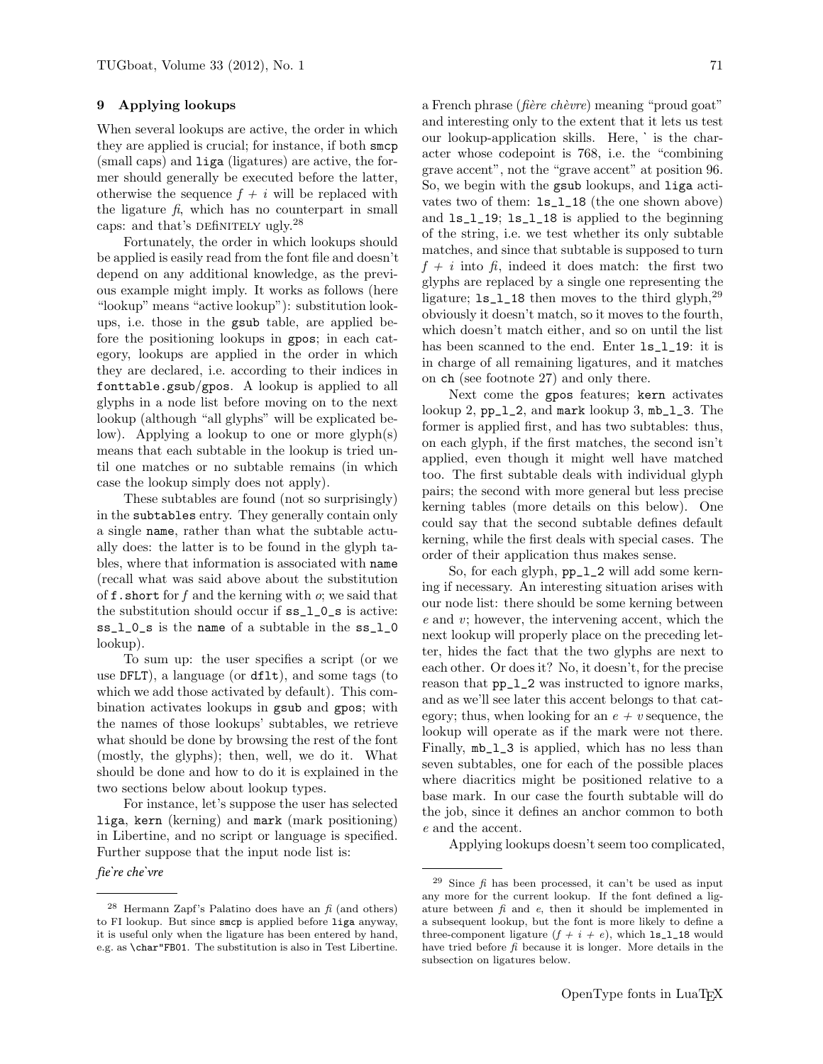## 9 Applying lookups

When several lookups are active, the order in which they are applied is crucial; for instance, if both `smcp` (small caps) and `liga` (ligatures) are active, the former should generally be executed before the latter, otherwise the sequence *f* + *i* will be replaced with the ligature *ﬁ*, which has no counterpart in small caps: and that's DEﬁNITELY ugly.[28]

Fortunately, the order in which lookups should be applied is easily read from the font file and doesn't depend on any additional knowledge, as the previous example might imply. It works as follows (here "lookup" means "active lookup"): substitution lookups, i.e. those in the `gsub` table, are applied before the positioning lookups in `gpos`; in each category, lookups are applied in the order in which they are declared, i.e. according to their indices in `fonttable.gsub/gpos`. A lookup is applied to all glyphs in a node list before moving on to the next lookup (although "all glyphs" will be explicated below). Applying a lookup to one or more glyph(s) means that each subtable in the lookup is tried until one matches or no subtable remains (in which case the lookup simply does not apply).

These subtables are found (not so surprisingly) in the `subtables` entry. They generally contain only a single `name`, rather than what the subtable actually does: the latter is to be found in the glyph tables, where that information is associated with `name` (recall what was said above about the substitution of `f.short` for *f* and the kerning with *o*; we said that the substitution should occur if `ss_l_0_s` is active: `ss_l_0_s` is the `name` of a subtable in the `ss_l_0` lookup).

To sum up: the user specifies a script (or we use `DFLT`), a language (or `dflt`), and some tags (to which we add those activated by default). This combination activates lookups in `gsub` and `gpos`; with the names of those lookups' subtables, we retrieve what should be done by browsing the rest of the font (mostly, the glyphs); then, well, we do it. What should be done and how to do it is explained in the two sections below about lookup types.

For instance, let's suppose the user has selected `liga`, `kern` (kerning) and `mark` (mark positioning) in Libertine, and no script or language is specified. Further suppose that the input node list is:

*fiè̀re chè̀vre*

a French phrase (*fière chèvre*) meaning "proud goat" and interesting only to the extent that it lets us test our lookup-application skills. Here, ̀ is the character whose codepoint is 768, i.e. the "combining grave accent", not the "grave accent" at position 96. So, we begin with the `gsub` lookups, and `liga` activates two of them: `ls_l_18` (the one shown above) and `ls_l_19`; `ls_l_18` is applied to the beginning of the string, i.e. we test whether its only subtable matches, and since that subtable is supposed to turn *f* + *i* into *ﬁ*, indeed it does match: the first two glyphs are replaced by a single one representing the ligature; `ls_l_18` then moves to the third glyph,[29] obviously it doesn't match, so it moves to the fourth, which doesn't match either, and so on until the list has been scanned to the end. Enter `ls_l_19`: it is in charge of all remaining ligatures, and it matches on `ch` (see footnote 27) and only there.

Next come the `gpos` features; `kern` activates lookup 2, `pp_l_2`, and `mark` lookup 3, `mb_l_3`. The former is applied first, and has two subtables: thus, on each glyph, if the first matches, the second isn't applied, even though it might well have matched too. The first subtable deals with individual glyph pairs; the second with more general but less precise kerning tables (more details on this below). One could say that the second subtable defines default kerning, while the first deals with special cases. The order of their application thus makes sense.

So, for each glyph, `pp_l_2` will add some kerning if necessary. An interesting situation arises with our node list: there should be some kerning between *e* and *v*; however, the intervening accent, which the next lookup will properly place on the preceding letter, hides the fact that the two glyphs are next to each other. Or does it? No, it doesn't, for the precise reason that `pp_l_2` was instructed to ignore marks, and as we'll see later this accent belongs to that category; thus, when looking for an *e* + *v* sequence, the lookup will operate as if the mark were not there. Finally, `mb_l_3` is applied, which has no less than seven subtables, one for each of the possible places where diacritics might be positioned relative to a base mark. In our case the fourth subtable will do the job, since it defines an anchor common to both *e* and the accent.

Applying lookups doesn't seem too complicated,

---

[28] Hermann Zapf's Palatino does have an *ﬁ* (and others) to FI lookup. But since `smcp` is applied before `liga` anyway, it is useful only when the ligature has been entered by hand, e.g. as `\char"FB01`. The substitution is also in Test Libertine.

[29] Since *ﬁ* has been processed, it can't be used as input any more for the current lookup. If the font defined a ligature between *ﬁ* and *e*, then it should be implemented in a subsequent lookup, but the font is more likely to define a three-component ligature (*f* + *i* + *e*), which `ls_l_18` would have tried before *ﬁ* because it is longer. More details in the subsection on ligatures below.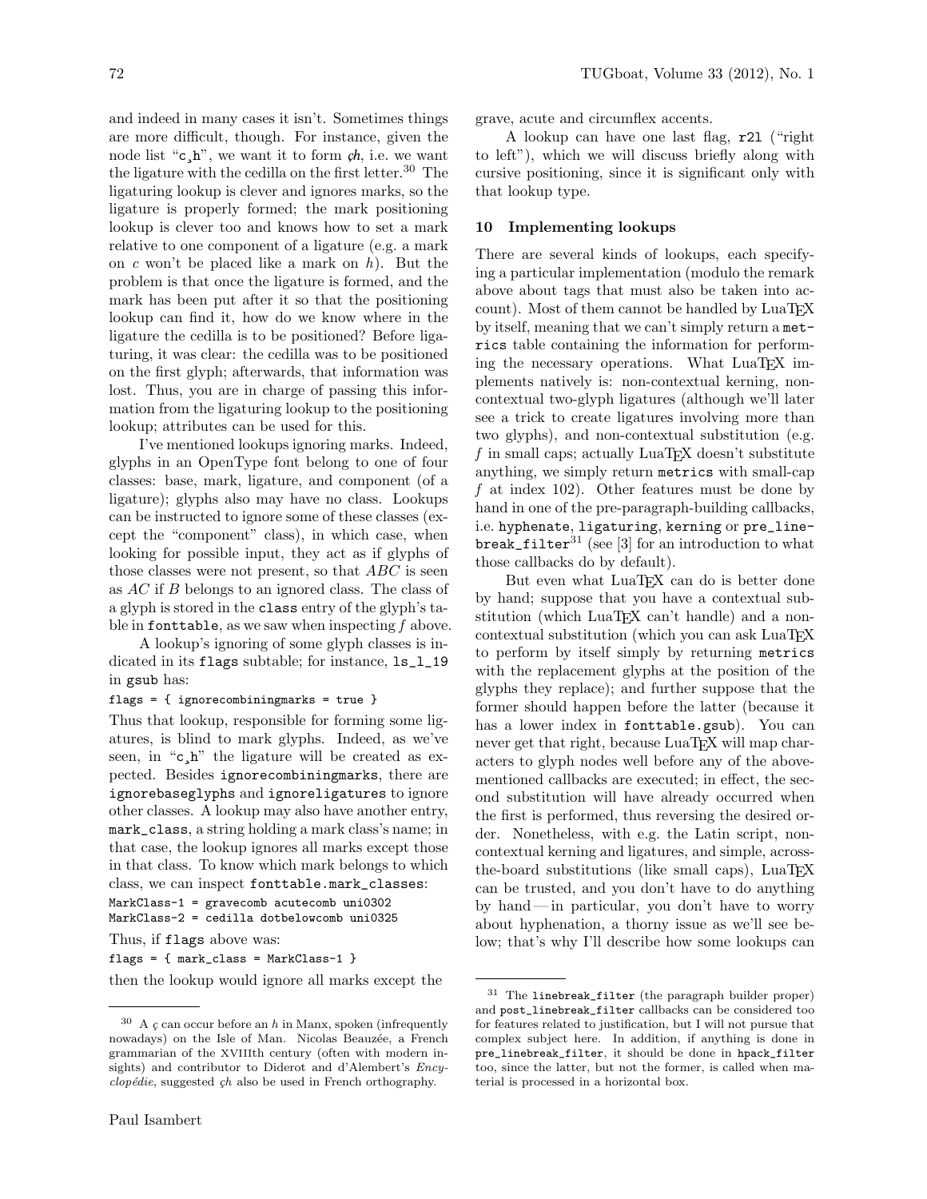and indeed in many cases it isn't. Sometimes things are more difficult, though. For instance, given the node list "c¸h", we want it to form *çh*, i.e. we want the ligature with the cedilla on the first letter.[30] The ligaturing lookup is clever and ignores marks, so the ligature is properly formed; the mark positioning lookup is clever too and knows how to set a mark relative to one component of a ligature (e.g. a mark on *c* won't be placed like a mark on *h*). But the problem is that once the ligature is formed, and the mark has been put after it so that the positioning lookup can find it, how do we know where in the ligature the cedilla is to be positioned? Before ligaturing, it was clear: the cedilla was to be positioned on the first glyph; afterwards, that information was lost. Thus, you are in charge of passing this information from the ligaturing lookup to the positioning lookup; attributes can be used for this.

I've mentioned lookups ignoring marks. Indeed, glyphs in an OpenType font belong to one of four classes: base, mark, ligature, and component (of a ligature); glyphs also may have no class. Lookups can be instructed to ignore some of these classes (except the "component" class), in which case, when looking for possible input, they act as if glyphs of those classes were not present, so that *ABC* is seen as *AC* if *B* belongs to an ignored class. The class of a glyph is stored in the `class` entry of the glyph's table in `fonttable`, as we saw when inspecting *f* above.

A lookup's ignoring of some glyph classes is indicated in its `flags` subtable; for instance, `ls_l_19` in `gsub` has:

```
flags = { ignorecombiningmarks = true }
```

Thus that lookup, responsible for forming some ligatures, is blind to mark glyphs. Indeed, as we've seen, in "c¸h" the ligature will be created as expected. Besides `ignorecombiningmarks`, there are `ignorebaseglyphs` and `ignoreligatures` to ignore other classes. A lookup may also have another entry, `mark_class`, a string holding a mark class's name; in that case, the lookup ignores all marks except those in that class. To know which mark belongs to which class, we can inspect `fonttable.mark_classes`:

```
MarkClass-1 = gravecomb acutecomb uni0302
MarkClass-2 = cedilla dotbelowcomb uni0325
```

Thus, if `flags` above was:

```
flags = { mark_class = MarkClass-1 }
```

then the lookup would ignore all marks except the grave, acute and circumflex accents.

A lookup can have one last flag, `r2l` ("right to left"), which we will discuss briefly along with cursive positioning, since it is significant only with that lookup type.

## 10 Implementing lookups

There are several kinds of lookups, each specifying a particular implementation (modulo the remark above about tags that must also be taken into account). Most of them cannot be handled by LuaTeX by itself, meaning that we can't simply return a `metrics` table containing the information for performing the necessary operations. What LuaTeX implements natively is: non-contextual kerning, non-contextual two-glyph ligatures (although we'll later see a trick to create ligatures involving more than two glyphs), and non-contextual substitution (e.g. *f* in small caps; actually LuaTeX doesn't substitute anything, we simply return `metrics` with small-cap *f* at index 102). Other features must be done by hand in one of the pre-paragraph-building callbacks, i.e. `hyphenate`, `ligaturing`, `kerning` or `pre_linebreak_filter`[31] (see [3] for an introduction to what those callbacks do by default).

But even what LuaTeX can do is better done by hand; suppose that you have a contextual substitution (which LuaTeX can't handle) and a non-contextual substitution (which you can ask LuaTeX to perform by itself simply by returning `metrics` with the replacement glyphs at the position of the glyphs they replace); and further suppose that the former should happen before the latter (because it has a lower index in `fonttable.gsub`). You can never get that right, because LuaTeX will map characters to glyph nodes well before any of the above-mentioned callbacks are executed; in effect, the second substitution will have already occurred when the first is performed, thus reversing the desired order. Nonetheless, with e.g. the Latin script, non-contextual kerning and ligatures, and simple, across-the-board substitutions (like small caps), LuaTeX can be trusted, and you don't have to do anything by hand — in particular, you don't have to worry about hyphenation, a thorny issue as we'll see below; that's why I'll describe how some lookups can

---

[30] A *ç* can occur before an *h* in Manx, spoken (infrequently nowadays) on the Isle of Man. Nicolas Beauzée, a French grammarian of the XVIIIth century (often with modern insights) and contributor to Diderot and d'Alembert's *Encyclopédie*, suggested *çh* also be used in French orthography.

[31] The `linebreak_filter` (the paragraph builder proper) and `post_linebreak_filter` callbacks can be considered too for features related to justification, but I will not pursue that complex subject here. In addition, if anything is done in `pre_linebreak_filter`, it should be done in `hpack_filter` too, since the latter, but not the former, is called when material is processed in a horizontal box.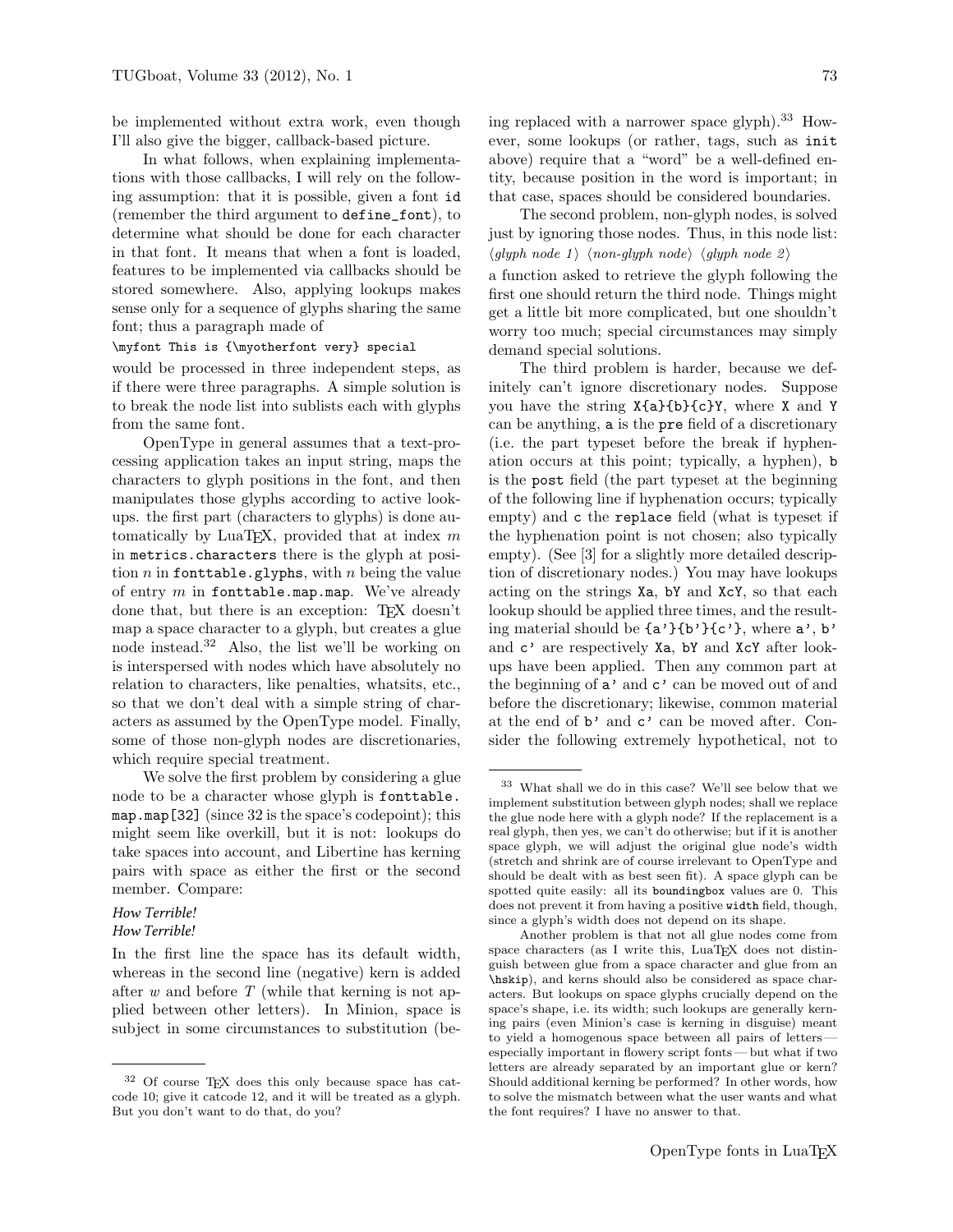be implemented without extra work, even though I'll also give the bigger, callback-based picture.

In what follows, when explaining implementations with those callbacks, I will rely on the following assumption: that it is possible, given a font `id` (remember the third argument to `define_font`), to determine what should be done for each character in that font. It means that when a font is loaded, features to be implemented via callbacks should be stored somewhere. Also, applying lookups makes sense only for a sequence of glyphs sharing the same font; thus a paragraph made of

```
\myfont This is {\myotherfont very} special
```

would be processed in three independent steps, as if there were three paragraphs. A simple solution is to break the node list into sublists each with glyphs from the same font.

OpenType in general assumes that a text-processing application takes an input string, maps the characters to glyph positions in the font, and then manipulates those glyphs according to active lookups. the first part (characters to glyphs) is done automatically by LuaTEX, provided that at index $m$ in `metrics.characters` there is the glyph at position $n$ in `fonttable.glyphs`, with $n$ being the value of entry $m$ in `fonttable.map.map`. We've already done that, but there is an exception: TEX doesn't map a space character to a glyph, but creates a glue node instead.[32] Also, the list we'll be working on is interspersed with nodes which have absolutely no relation to characters, like penalties, whatsits, etc., so that we don't deal with a simple string of characters as assumed by the OpenType model. Finally, some of those non-glyph nodes are discretionaries, which require special treatment.

We solve the first problem by considering a glue node to be a character whose glyph is `fonttable.map.map[32]` (since 32 is the space's codepoint); this might seem like overkill, but it is not: lookups do take spaces into account, and Libertine has kerning pairs with space as either the first or the second member. Compare:

*How Terrible!*
*How Terrible!*

In the first line the space has its default width, whereas in the second line (negative) kern is added after *w* and before *T* (while that kerning is not applied between other letters). In Minion, space is subject in some circumstances to substitution (being replaced with a narrower space glyph).[33] However, some lookups (or rather, tags, such as `init` above) require that a "word" be a well-defined entity, because position in the word is important; in that case, spaces should be considered boundaries.

The second problem, non-glyph nodes, is solved just by ignoring those nodes. Thus, in this node list:
⟨*glyph node 1*⟩ ⟨*non-glyph node*⟩ ⟨*glyph node 2*⟩
a function asked to retrieve the glyph following the first one should return the third node. Things might get a little bit more complicated, but one shouldn't worry too much; special circumstances may simply demand special solutions.

The third problem is harder, because we definitely can't ignore discretionary nodes. Suppose you have the string `X{a}{b}{c}Y`, where `X` and `Y` can be anything, `a` is the `pre` field of a discretionary (i.e. the part typeset before the break if hyphenation occurs at this point; typically, a hyphen), `b` is the `post` field (the part typeset at the beginning of the following line if hyphenation occurs; typically empty) and `c` the `replace` field (what is typeset if the hyphenation point is not chosen; also typically empty). (See [3] for a slightly more detailed description of discretionary nodes.) You may have lookups acting on the strings `Xa`, `bY` and `XcY`, so that each lookup should be applied three times, and the resulting material should be `{a'}{b'}{c'}`, where `a'`, `b'` and `c'` are respectively `Xa`, `bY` and `XcY` after lookups have been applied. Then any common part at the beginning of `a'` and `c'` can be moved out of and before the discretionary; likewise, common material at the end of `b'` and `c'` can be moved after. Consider the following extremely hypothetical, not to

---

[32] Of course TEX does this only because space has catcode 10; give it catcode 12, and it will be treated as a glyph. But you don't want to do that, do you?

[33] What shall we do in this case? We'll see below that we implement substitution between glyph nodes; shall we replace the glue node here with a glyph node? If the replacement is a real glyph, then yes, we can't do otherwise; but if it is another space glyph, we will adjust the original glue node's width (stretch and shrink are of course irrelevant to OpenType and should be dealt with as best seen fit). A space glyph can be spotted quite easily: all its `boundingbox` values are 0. This does not prevent it from having a positive `width` field, though, since a glyph's width does not depend on its shape.

Another problem is that not all glue nodes come from space characters (as I write this, LuaTEX does not distinguish between glue from a space character and glue from an `\hskip`), and kerns should also be considered as space characters. But lookups on space glyphs crucially depend on the space's shape, i.e. its width; such lookups are generally kerning pairs (even Minion's case is kerning in disguise) meant to yield a homogenous space between all pairs of letters — especially important in flowery script fonts — but what if two letters are already separated by an important glue or kern? Should additional kerning be performed? In other words, how to solve the mismatch between what the user wants and what the font requires? I have no answer to that.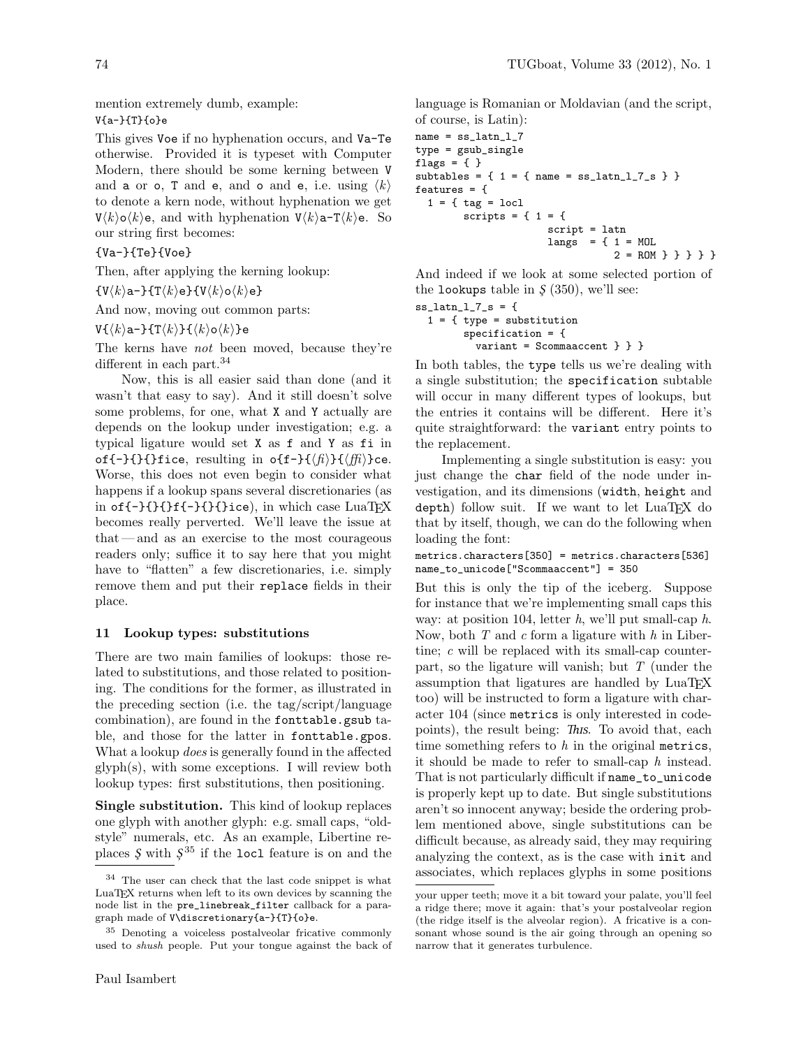mention extremely dumb, example:

`V{a-}{T}{o}e`

This gives `Voe` if no hyphenation occurs, and `Va-Te` otherwise. Provided it is typeset with Computer Modern, there should be some kerning between `V` and `a` or `o`, `T` and `e`, and `o` and `e`, i.e. using ⟨k⟩ to denote a kern node, without hyphenation we get `V`⟨k⟩`o`⟨k⟩`e`, and with hyphenation `V`⟨k⟩`a-T`⟨k⟩`e`. So our string first becomes:

`{Va-}{Te}{Voe}`

Then, after applying the kerning lookup:

`{V`⟨k⟩`a-}{T`⟨k⟩`e}{V`⟨k⟩`o`⟨k⟩`e}`

And now, moving out common parts:

`V{`⟨k⟩`a-}{T`⟨k⟩`}{`⟨k⟩`o`⟨k⟩`}e`

The kerns have *not* been moved, because they're different in each part.[34]

Now, this is all easier said than done (and it wasn't that easy to say). And it still doesn't solve some problems, for one, what `X` and `Y` actually are depends on the lookup under investigation; e.g. a typical ligature would set `X` as `f` and `Y` as `fi` in `of{-}{}{}fice`, resulting in `o{f-}{`⟨*fi*⟩`}{`⟨*ffi*⟩`}ce`. Worse, this does not even begin to consider what happens if a lookup spans several discretionaries (as in `of{-}{}{}f{-}{}{}ice`), in which case LuaTEX becomes really perverted. We'll leave the issue at that — and as an exercise to the most courageous readers only; suffice it to say here that you might have to "flatten" a few discretionaries, i.e. simply remove them and put their `replace` fields in their place.

## 11 Lookup types: substitutions

There are two main families of lookups: those related to substitutions, and those related to positioning. The conditions for the former, as illustrated in the preceding section (i.e. the tag/script/language combination), are found in the `fonttable.gsub` table, and those for the latter in `fonttable.gpos`. What a lookup *does* is generally found in the affected glyph(s), with some exceptions. I will review both lookup types: first substitutions, then positioning.

**Single substitution.** This kind of lookup replaces one glyph with another glyph: e.g. small caps, "oldstyle" numerals, etc. As an example, Libertine replaces Ş with Ș[35] if the `locl` feature is on and the language is Romanian or Moldavian (and the script, of course, is Latin):

```
name = ss_latn_l_7
type = gsub_single
flags = { }
subtables = { 1 = { name = ss_latn_l_7_s } }
features = {
  1 = { tag = locl
        scripts = { 1 = {
                     script = latn
                     langs  = { 1 = MOL
                                2 = ROM } } } } }
```

And indeed if we look at some selected portion of the `lookups` table in Ş (350), we'll see:

```
ss_latn_l_7_s = {
  1 = { type = substitution
        specification = {
          variant = Scommaaccent } } }
```

In both tables, the `type` tells us we're dealing with a single substitution; the `specification` subtable will occur in many different types of lookups, but the entries it contains will be different. Here it's quite straightforward: the `variant` entry points to the replacement.

Implementing a single substitution is easy: you just change the `char` field of the node under investigation, and its dimensions (`width`, `height` and `depth`) follow suit. If we want to let LuaTEX do that by itself, though, we can do the following when loading the font:

```
metrics.characters[350] = metrics.characters[536]
name_to_unicode["Scommaaccent"] = 350
```

But this is only the tip of the iceberg. Suppose for instance that we're implementing small caps this way: at position 104, letter *h*, we'll put small-cap *h*. Now, both *T* and *c* form a ligature with *h* in Libertine; *c* will be replaced with its small-cap counterpart, so the ligature will vanish; but *T* (under the assumption that ligatures are handled by LuaTEX too) will be instructed to form a ligature with character 104 (since `metrics` is only interested in codepoints), the result being: *This*. To avoid that, each time something refers to *h* in the original `metrics`, it should be made to refer to small-cap *h* instead. That is not particularly difficult if `name_to_unicode` is properly kept up to date. But single substitutions aren't so innocent anyway; beside the ordering problem mentioned above, single substitutions can be difficult because, as already said, they may requiring analyzing the context, as is the case with `init` and associates, which replaces glyphs in some positions

---

[34] The user can check that the last code snippet is what LuaTEX returns when left to its own devices by scanning the node list in the `pre_linebreak_filter` callback for a paragraph made of `V\discretionary{a-}{T}{o}e`.

[35] Denoting a voiceless postalveolar fricative commonly used to *shush* people. Put your tongue against the back of your upper teeth; move it a bit toward your palate, you'll feel a ridge there; move it again: that's your postalveolar region (the ridge itself is the alveolar region). A fricative is a consonant whose sound is the air going through an opening so narrow that it generates turbulence.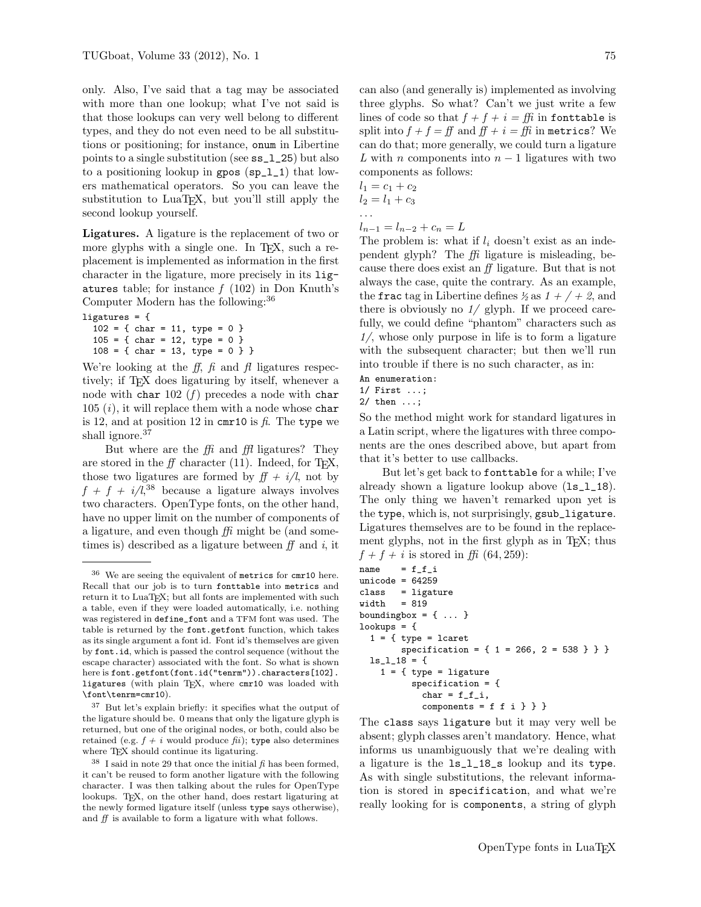only. Also, I've said that a tag may be associated with more than one lookup; what I've not said is that those lookups can very well belong to different types, and they do not even need to be all substitutions or positioning; for instance, `onum` in Libertine points to a single substitution (see `ss_l_25`) but also to a positioning lookup in `gpos` (`sp_l_1`) that lowers mathematical operators. So you can leave the substitution to LuaTEX, but you'll still apply the second lookup yourself.

**Ligatures.** A ligature is the replacement of two or more glyphs with a single one. In TEX, such a replacement is implemented as information in the first character in its `ligatures` table; for instance *f* (102) in Don Knuth's Computer Modern has the following:[36]

```
ligatures = {
  102 = { char = 11, type = 0 }
  105 = { char = 12, type = 0 }
  108 = { char = 13, type = 0 } }
```

We're looking at the *ff*, *fi* and *fl* ligatures respectively; if TEX does ligaturing by itself, whenever a node with `char` 102 (*f*) precedes a node with `char` 105 (*i*), it will replace them with a node whose `char` is 12, and at position 12 in `cmr10` is *fi*. The `type` we shall ignore.[37]

But where are the *ffi* and *ffl* ligatures? They are stored in the *ff* character (11). Indeed, for TEX, those two ligatures are formed by *ff* + *i*/*l*, not by *f* + *f* + *i*/*l*,[38] because a ligature always involves two characters. OpenType fonts, on the other hand, have no upper limit on the number of components of a ligature, and even though *ffi* might be (and sometimes is) described as a ligature between *ff* and *i*, it can also (and generally is) implemented as involving three glyphs. So what? Can't we just write a few lines of code so that *f* + *f* + *i* = *ffi* in `fonttable` is split into *f* + *f* = *ff* and *ff* + *i* = *ffi* in `metrics`? We can do that; more generally, we could turn a ligature $L$ with $n$ components into $n-1$ ligatures with two components as follows:

$l_1 = c_1 + c_2$
$l_2 = l_1 + c_3$
...
$l_{n-1} = l_{n-2} + c_n = L$

The problem is: what if $l_i$ doesn't exist as an independent glyph? The *ffi* ligature is misleading, because there does exist an *ff* ligature. But that is not always the case, quite the contrary. As an example, the `frac` tag in Libertine defines ½ as *1* + */* + *2*, and there is obviously no *1/* glyph. If we proceed carefully, we could define "phantom" characters such as *1/*, whose only purpose in life is to form a ligature with the subsequent character; but then we'll run into trouble if there is no such character, as in:

```
An enumeration:
1/ First ...;
2/ then ...;
```

So the method might work for standard ligatures in a Latin script, where the ligatures with three components are the ones described above, but apart from that it's better to use callbacks.

But let's get back to `fonttable` for a while; I've already shown a ligature lookup above (`ls_l_18`). The only thing we haven't remarked upon yet is the `type`, which is, not surprisingly, `gsub_ligature`. Ligatures themselves are to be found in the replacement glyphs, not in the first glyph as in TEX; thus *f* + *f* + *i* is stored in *ffi* (64,259):

```
name    = f_f_i
unicode = 64259
class   = ligature
width   = 819
boundingbox = { ... }
lookups = {
  1 = { type = lcaret
        specification = { 1 = 266, 2 = 538 } } }
  ls_l_18 = {
    1 = { type = ligature
          specification = {
            char = f_f_i,
            components = f f i } } }
```

The `class` says `ligature` but it may very well be absent; glyph classes aren't mandatory. Hence, what informs us unambiguously that we're dealing with a ligature is the `ls_l_18_s` lookup and its `type`. As with single substitutions, the relevant information is stored in `specification`, and what we're really looking for is `components`, a string of glyph

---

[36] We are seeing the equivalent of `metrics` for `cmr10` here. Recall that our job is to turn `fonttable` into `metrics` and return it to LuaTEX; but all fonts are implemented with such a table, even if they were loaded automatically, i.e. nothing was registered in `define_font` and a TFM font was used. The table is returned by the `font.getfont` function, which takes as its single argument a font id. Font id's themselves are given by `font.id`, which is passed the control sequence (without the escape character) associated with the font. So what is shown here is `font.getfont(font.id("tenrm")).characters[102].ligatures` (with plain TEX, where `cmr10` was loaded with `\font\tenrm=cmr10`).

[37] But let's explain briefly: it specifies what the output of the ligature should be. 0 means that only the ligature glyph is returned, but one of the original nodes, or both, could also be retained (e.g. *f* + *i* would produce *fii*); `type` also determines where TEX should continue its ligaturing.

[38] I said in note 29 that once the initial *fi* has been formed, it can't be reused to form another ligature with the following character. I was then talking about the rules for OpenType lookups. TEX, on the other hand, does restart ligaturing at the newly formed ligature itself (unless `type` says otherwise), and *ff* is available to form a ligature with what follows.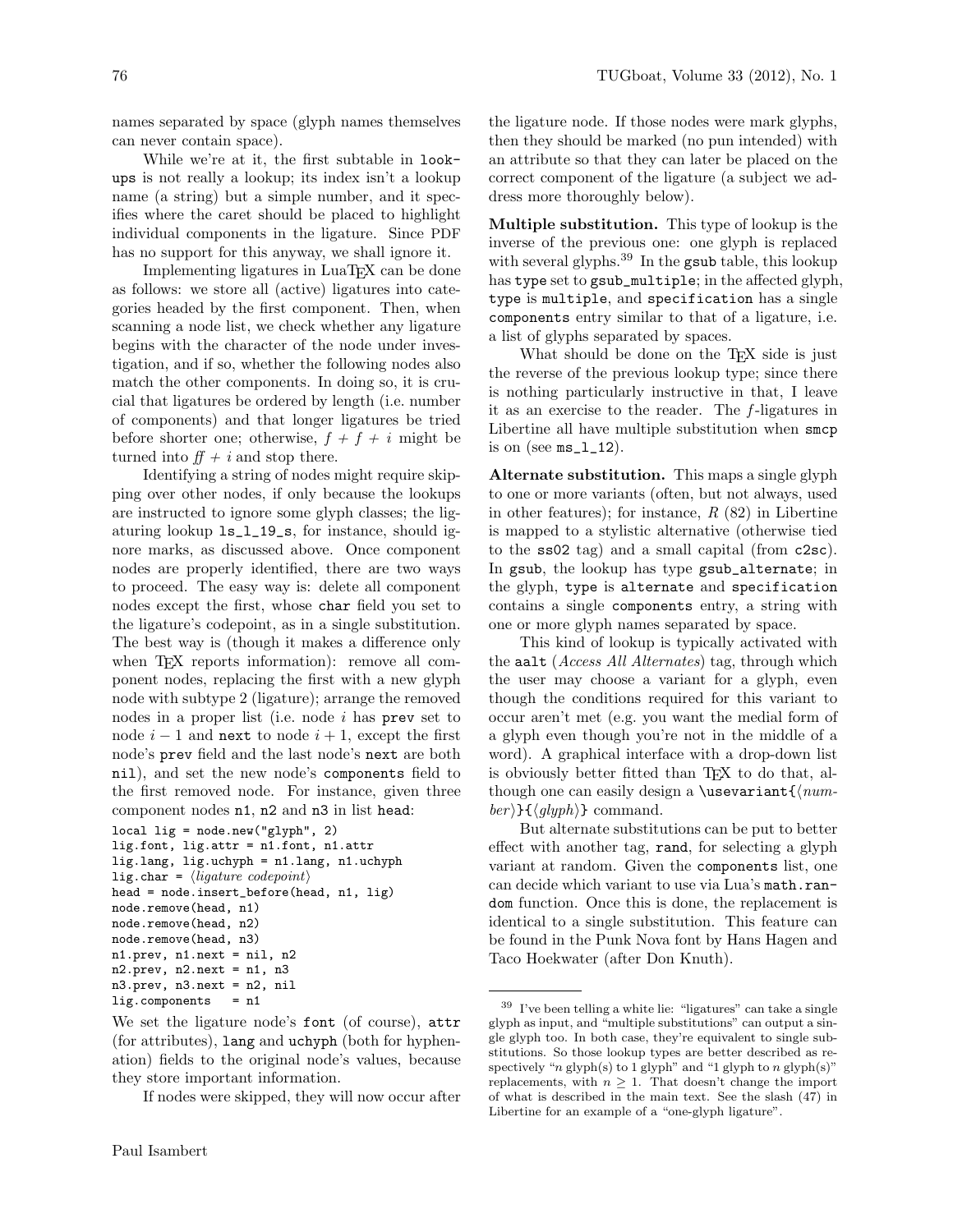names separated by space (glyph names themselves can never contain space).

While we're at it, the first subtable in `lookups` is not really a lookup; its index isn't a lookup name (a string) but a simple number, and it specifies where the caret should be placed to highlight individual components in the ligature. Since PDF has no support for this anyway, we shall ignore it.

Implementing ligatures in LuaTeX can be done as follows: we store all (active) ligatures into categories headed by the first component. Then, when scanning a node list, we check whether any ligature begins with the character of the node under investigation, and if so, whether the following nodes also match the other components. In doing so, it is crucial that ligatures be ordered by length (i.e. number of components) and that longer ligatures be tried before shorter one; otherwise, *f* + *f* + *i* might be turned into *ﬀ* + *i* and stop there.

Identifying a string of nodes might require skipping over other nodes, if only because the lookups are instructed to ignore some glyph classes; the ligaturing lookup `ls_l_19_s`, for instance, should ignore marks, as discussed above. Once component nodes are properly identified, there are two ways to proceed. The easy way is: delete all component nodes except the first, whose `char` field you set to the ligature's codepoint, as in a single substitution. The best way is (though it makes a difference only when TeX reports information): remove all component nodes, replacing the first with a new glyph node with subtype 2 (ligature); arrange the removed nodes in a proper list (i.e. node $i$ has `prev` set to node $i-1$ and `next` to node $i+1$, except the first node's `prev` field and the last node's `next` are both `nil`), and set the new node's `components` field to the first removed node. For instance, given three component nodes `n1`, `n2` and `n3` in list `head`:

```
local lig = node.new("glyph", 2)
lig.font, lig.attr = n1.font, n1.attr
lig.lang, lig.uchyph = n1.lang, n1.uchyph
lig.char = ⟨ligature codepoint⟩
head = node.insert_before(head, n1, lig)
node.remove(head, n1)
node.remove(head, n2)
node.remove(head, n3)
n1.prev, n1.next = nil, n2
n2.prev, n2.next = n1, n3
n3.prev, n3.next = n2, nil
lig.components   = n1
```

We set the ligature node's `font` (of course), `attr` (for attributes), `lang` and `uchyph` (both for hyphenation) fields to the original node's values, because they store important information.

If nodes were skipped, they will now occur after the ligature node. If those nodes were mark glyphs, then they should be marked (no pun intended) with an attribute so that they can later be placed on the correct component of the ligature (a subject we address more thoroughly below).

**Multiple substitution.** This type of lookup is the inverse of the previous one: one glyph is replaced with several glyphs.[39] In the `gsub` table, this lookup has `type` set to `gsub_multiple`; in the affected glyph, `type` is `multiple`, and `specification` has a single `components` entry similar to that of a ligature, i.e. a list of glyphs separated by spaces.

What should be done on the TeX side is just the reverse of the previous lookup type; since there is nothing particularly instructive in that, I leave it as an exercise to the reader. The *f*-ligatures in Libertine all have multiple substitution when `smcp` is on (see `ms_l_12`).

**Alternate substitution.** This maps a single glyph to one or more variants (often, but not always, used in other features); for instance, *R* (82) in Libertine is mapped to a stylistic alternative (otherwise tied to the `ss02` tag) and a small capital (from `c2sc`). In `gsub`, the lookup has type `gsub_alternate`; in the glyph, `type` is `alternate` and `specification` contains a single `components` entry, a string with one or more glyph names separated by space.

This kind of lookup is typically activated with the `aalt` (*Access All Alternates*) tag, through which the user may choose a variant for a glyph, even though the conditions required for this variant to occur aren't met (e.g. you want the medial form of a glyph even though you're not in the middle of a word). A graphical interface with a drop-down list is obviously better fitted than TeX to do that, although one can easily design a `\usevariant{`⟨*number*⟩`}{`⟨*glyph*⟩`}` command.

But alternate substitutions can be put to better effect with another tag, `rand`, for selecting a glyph variant at random. Given the `components` list, one can decide which variant to use via Lua's `math.random` function. Once this is done, the replacement is identical to a single substitution. This feature can be found in the Punk Nova font by Hans Hagen and Taco Hoekwater (after Don Knuth).

---

[39] I've been telling a white lie: "ligatures" can take a single glyph as input, and "multiple substitutions" can output a single glyph too. In both case, they're equivalent to single substitutions. So those lookup types are better described as respectively "$n$ glyph(s) to 1 glyph" and "1 glyph to $n$ glyph(s)" replacements, with $n \geq 1$. That doesn't change the import of what is described in the main text. See the slash (47) in Libertine for an example of a "one-glyph ligature".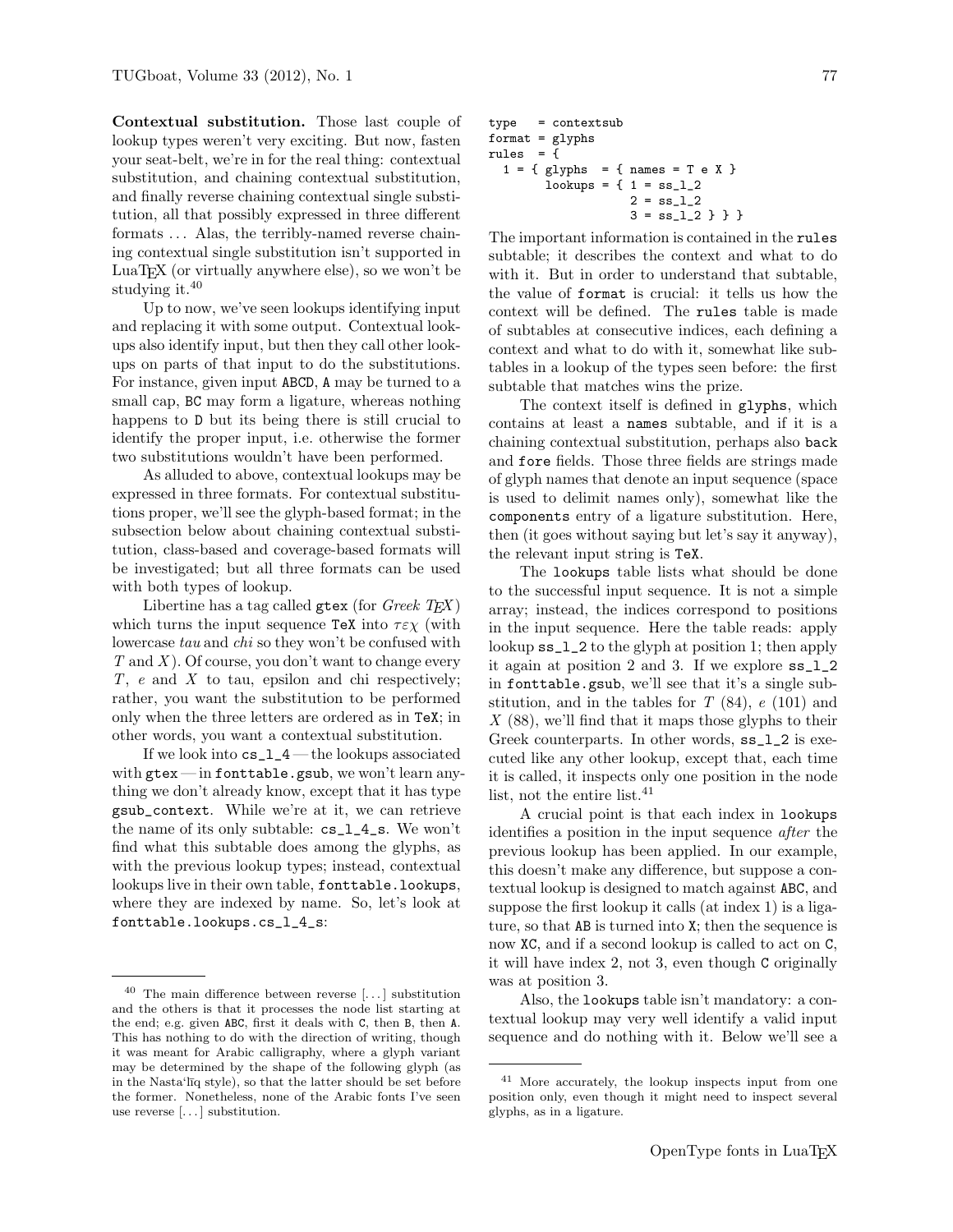**Contextual substitution.** Those last couple of lookup types weren't very exciting. But now, fasten your seat-belt, we're in for the real thing: contextual substitution, and chaining contextual substitution, and finally reverse chaining contextual single substitution, all that possibly expressed in three different formats ... Alas, the terribly-named reverse chaining contextual single substitution isn't supported in LuaTeX (or virtually anywhere else), so we won't be studying it.[40]

Up to now, we've seen lookups identifying input and replacing it with some output. Contextual lookups also identify input, but then they call other lookups on parts of that input to do the substitutions. For instance, given input `ABCD`, `A` may be turned to a small cap, `BC` may form a ligature, whereas nothing happens to `D` but its being there is still crucial to identify the proper input, i.e. otherwise the former two substitutions wouldn't have been performed.

As alluded to above, contextual lookups may be expressed in three formats. For contextual substitutions proper, we'll see the glyph-based format; in the subsection below about chaining contextual substitution, class-based and coverage-based formats will be investigated; but all three formats can be used with both types of lookup.

Libertine has a tag called `gtex` (for *Greek TeX*) which turns the input sequence `TeX` into $\tau\varepsilon\chi$ (with lowercase *tau* and *chi* so they won't be confused with $T$ and $X$). Of course, you don't want to change every $T$, $e$ and $X$ to tau, epsilon and chi respectively; rather, you want the substitution to be performed only when the three letters are ordered as in `TeX`; in other words, you want a contextual substitution.

If we look into `cs_l_4` — the lookups associated with `gtex` — in `fonttable.gsub`, we won't learn anything we don't already know, except that it has type `gsub_context`. While we're at it, we can retrieve the name of its only subtable: `cs_l_4_s`. We won't find what this subtable does among the glyphs, as with the previous lookup types; instead, contextual lookups live in their own table, `fonttable.lookups`, where they are indexed by name. So, let's look at `fonttable.lookups.cs_l_4_s`:

```
type   = contextsub
format = glyphs
rules  = {
  1 = { glyphs  = { names = T e X }
        lookups = { 1 = ss_l_2
                    2 = ss_l_2
                    3 = ss_l_2 } } }
```

The important information is contained in the `rules` subtable; it describes the context and what to do with it. But in order to understand that subtable, the value of `format` is crucial: it tells us how the context will be defined. The `rules` table is made of subtables at consecutive indices, each defining a context and what to do with it, somewhat like subtables in a lookup of the types seen before: the first subtable that matches wins the prize.

The context itself is defined in `glyphs`, which contains at least a `names` subtable, and if it is a chaining contextual substitution, perhaps also `back` and `fore` fields. Those three fields are strings made of glyph names that denote an input sequence (space is used to delimit names only), somewhat like the `components` entry of a ligature substitution. Here, then (it goes without saying but let's say it anyway), the relevant input string is `TeX`.

The `lookups` table lists what should be done to the successful input sequence. It is not a simple array; instead, the indices correspond to positions in the input sequence. Here the table reads: apply lookup `ss_l_2` to the glyph at position 1; then apply it again at position 2 and 3. If we explore `ss_l_2` in `fonttable.gsub`, we'll see that it's a single substitution, and in the tables for $T$ (84), $e$ (101) and $X$ (88), we'll find that it maps those glyphs to their Greek counterparts. In other words, `ss_l_2` is executed like any other lookup, except that, each time it is called, it inspects only one position in the node list, not the entire list.[41]

A crucial point is that each index in `lookups` identifies a position in the input sequence *after* the previous lookup has been applied. In our example, this doesn't make any difference, but suppose a contextual lookup is designed to match against `ABC`, and suppose the first lookup it calls (at index 1) is a ligature, so that `AB` is turned into `X`; then the sequence is now `XC`, and if a second lookup is called to act on `C`, it will have index 2, not 3, even though `C` originally was at position 3.

Also, the `lookups` table isn't mandatory: a contextual lookup may very well identify a valid input sequence and do nothing with it. Below we'll see a

---

[40] The main difference between reverse [...] substitution and the others is that it processes the node list starting at the end; e.g. given `ABC`, first it deals with `C`, then `B`, then `A`. This has nothing to do with the direction of writing, though it was meant for Arabic calligraphy, where a glyph variant may be determined by the shape of the following glyph (as in the Nasta'līq style), so that the latter should be set before the former. Nonetheless, none of the Arabic fonts I've seen use reverse [...] substitution.

[41] More accurately, the lookup inspects input from one position only, even though it might need to inspect several glyphs, as in a ligature.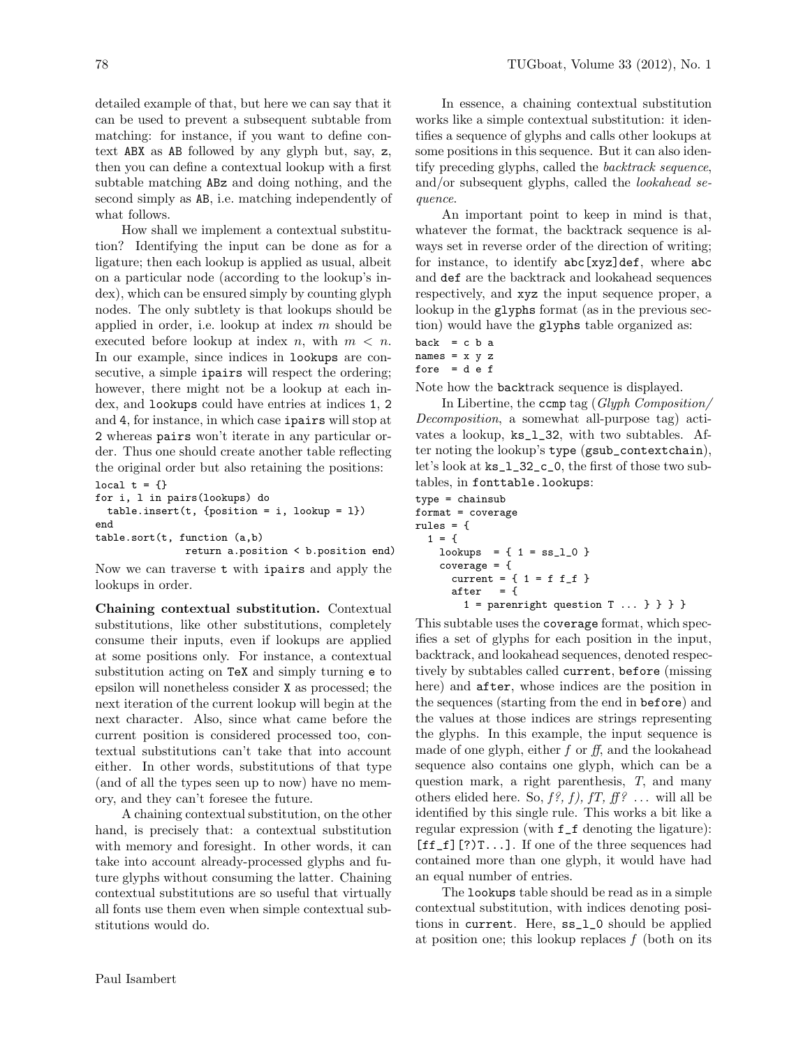detailed example of that, but here we can say that it can be used to prevent a subsequent subtable from matching: for instance, if you want to define context `ABX` as `AB` followed by any glyph but, say, `z`, then you can define a contextual lookup with a first subtable matching `ABz` and doing nothing, and the second simply as `AB`, i.e. matching independently of what follows.

How shall we implement a contextual substitution? Identifying the input can be done as for a ligature; then each lookup is applied as usual, albeit on a particular node (according to the lookup's index), which can be ensured simply by counting glyph nodes. The only subtlety is that lookups should be applied in order, i.e. lookup at index $m$ should be executed before lookup at index $n$, with $m < n$. In our example, since indices in `lookups` are consecutive, a simple `ipairs` will respect the ordering; however, there might not be a lookup at each index, and `lookups` could have entries at indices `1`, `2` and `4`, for instance, in which case `ipairs` will stop at `2` whereas `pairs` won't iterate in any particular order. Thus one should create another table reflecting the original order but also retaining the positions:

```
local t = {}
for i, l in pairs(lookups) do
  table.insert(t, {position = i, lookup = l})
end
table.sort(t, function (a,b)
              return a.position < b.position end)
```

Now we can traverse `t` with `ipairs` and apply the lookups in order.

**Chaining contextual substitution.** Contextual substitutions, like other substitutions, completely consume their inputs, even if lookups are applied at some positions only. For instance, a contextual substitution acting on `TeX` and simply turning `e` to epsilon will nonetheless consider `X` as processed; the next iteration of the current lookup will begin at the next character. Also, since what came before the current position is considered processed too, contextual substitutions can't take that into account either. In other words, substitutions of that type (and of all the types seen up to now) have no memory, and they can't foresee the future.

A chaining contextual substitution, on the other hand, is precisely that: a contextual substitution with memory and foresight. In other words, it can take into account already-processed glyphs and future glyphs without consuming the latter. Chaining contextual substitutions are so useful that virtually all fonts use them even when simple contextual substitutions would do.

In essence, a chaining contextual substitution works like a simple contextual substitution: it identifies a sequence of glyphs and calls other lookups at some positions in this sequence. But it can also identify preceding glyphs, called the *backtrack sequence*, and/or subsequent glyphs, called the *lookahead sequence*.

An important point to keep in mind is that, whatever the format, the backtrack sequence is always set in reverse order of the direction of writing; for instance, to identify `abc[xyz]def`, where `abc` and `def` are the backtrack and lookahead sequences respectively, and `xyz` the input sequence proper, a lookup in the `glyphs` format (as in the previous section) would have the `glyphs` table organized as:

```
back  = c b a
names = x y z
fore  = d e f
```

Note how the `back`track sequence is displayed.

In Libertine, the `ccmp` tag (*Glyph Composition/Decomposition*, a somewhat all-purpose tag) activates a lookup, `ks_l_32`, with two subtables. After noting the lookup's `type` (`gsub_contextchain`), let's look at `ks_l_32_c_0`, the first of those two subtables, in `fonttable.lookups`:

```
type = chainsub
format = coverage
rules = {
  1 = {
    lookups  = { 1 = ss_l_0 }
    coverage = {
      current = { 1 = f f_f }
      after   = {
        1 = parenright question T ... } } } }
```

This subtable uses the `coverage` format, which specifies a set of glyphs for each position in the input, backtrack, and lookahead sequences, denoted respectively by subtables called `current`, `before` (missing here) and `after`, whose indices are the position in the sequences (starting from the end in `before`) and the values at those indices are strings representing the glyphs. In this example, the input sequence is made of one glyph, either *f* or *ff*, and the lookahead sequence also contains one glyph, which can be a question mark, a right parenthesis, *T*, and many others elided here. So, *f?, f), fT, ff? …* will all be identified by this single rule. This works a bit like a regular expression (with `f_f` denoting the ligature): `[ff_f][?)T...]`. If one of the three sequences had contained more than one glyph, it would have had an equal number of entries.

The `lookups` table should be read as in a simple contextual substitution, with indices denoting positions in `current`. Here, `ss_l_0` should be applied at position one; this lookup replaces *f* (both on its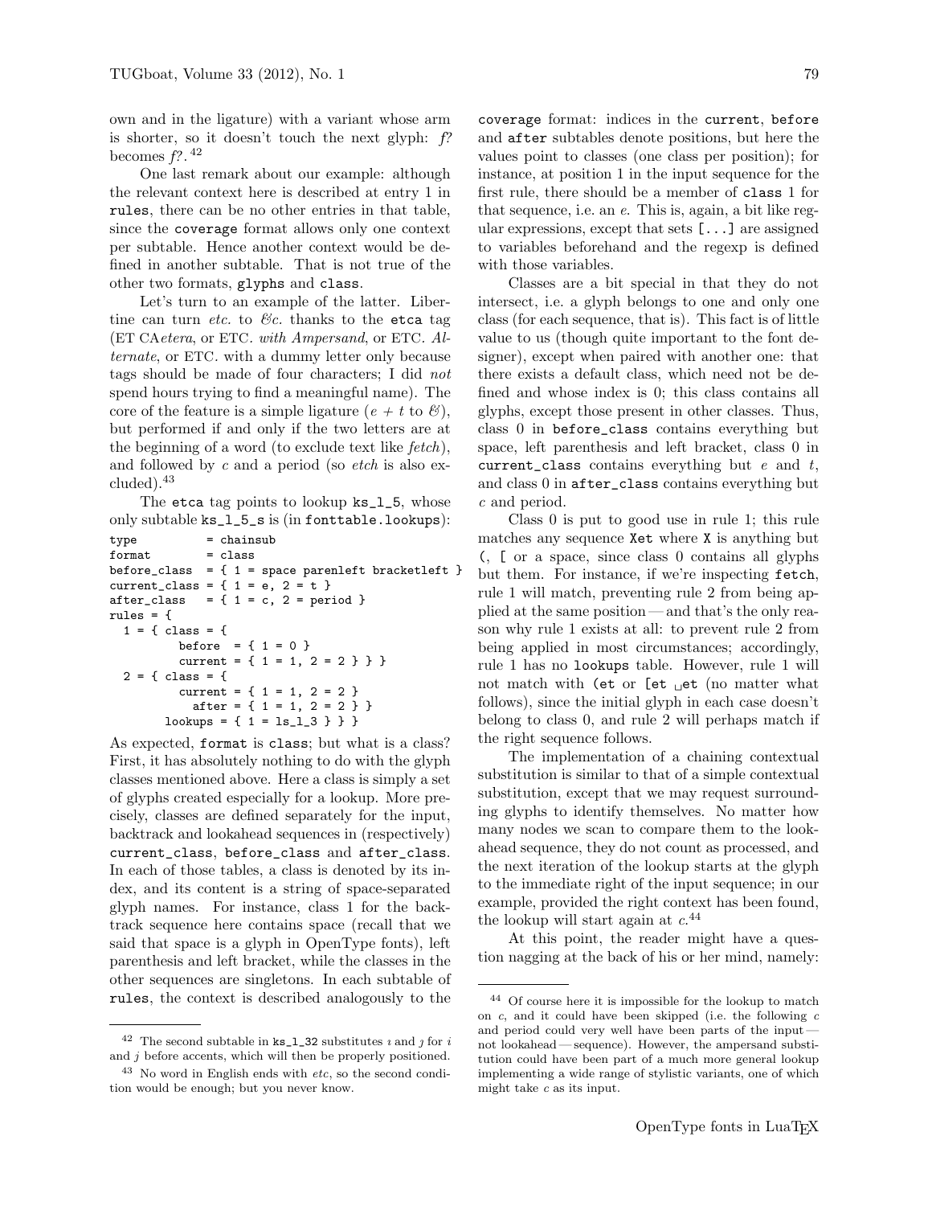own and in the ligature) with a variant whose arm is shorter, so it doesn't touch the next glyph: *f?* becomes *f?*.[42]

One last remark about our example: although the relevant context here is described at entry 1 in rules, there can be no other entries in that table, since the coverage format allows only one context per subtable. Hence another context would be defined in another subtable. That is not true of the other two formats, glyphs and class.

Let's turn to an example of the latter. Libertine can turn *etc.* to *&c.* thanks to the etca tag (ET CA*etera*, or ETC. *with Ampersand*, or ETC. *Alternate*, or ETC. with a dummy letter only because tags should be made of four characters; I did *not* spend hours trying to find a meaningful name). The core of the feature is a simple ligature ($e + t$ to *&*), but performed if and only if the two letters are at the beginning of a word (to exclude text like *fetch*), and followed by *c* and a period (so *etch* is also excluded).[43]

The etca tag points to lookup ks_l_5, whose only subtable ks_l_5_s is (in fonttable.lookups):

```
type         = chainsub
format       = class
before_class  = { 1 = space parenleft bracketleft }
current_class = { 1 = e, 2 = t }
after_class   = { 1 = c, 2 = period }
rules = {
  1 = { class = {
          before  = { 1 = 0 }
          current = { 1 = 1, 2 = 2 } } }
  2 = { class = {
          current = { 1 = 1, 2 = 2 }
            after = { 1 = 1, 2 = 2 } }
        lookups = { 1 = ls_l_3 } } }
```

As expected, format is class; but what is a class? First, it has absolutely nothing to do with the glyph classes mentioned above. Here a class is simply a set of glyphs created especially for a lookup. More precisely, classes are defined separately for the input, backtrack and lookahead sequences in (respectively) current_class, before_class and after_class. In each of those tables, a class is denoted by its index, and its content is a string of space-separated glyph names. For instance, class 1 for the backtrack sequence here contains space (recall that we said that space is a glyph in OpenType fonts), left parenthesis and left bracket, while the classes in the other sequences are singletons. In each subtable of rules, the context is described analogously to the coverage format: indices in the current, before and after subtables denote positions, but here the values point to classes (one class per position); for instance, at position 1 in the input sequence for the first rule, there should be a member of class 1 for that sequence, i.e. an *e*. This is, again, a bit like regular expressions, except that sets [...] are assigned to variables beforehand and the regexp is defined with those variables.

Classes are a bit special in that they do not intersect, i.e. a glyph belongs to one and only one class (for each sequence, that is). This fact is of little value to us (though quite important to the font designer), except when paired with another one: that there exists a default class, which need not be defined and whose index is 0; this class contains all glyphs, except those present in other classes. Thus, class 0 in before_class contains everything but space, left parenthesis and left bracket, class 0 in current_class contains everything but *e* and *t*, and class 0 in after_class contains everything but *c* and period.

Class 0 is put to good use in rule 1; this rule matches any sequence Xet where X is anything but (, [ or a space, since class 0 contains all glyphs but them. For instance, if we're inspecting fetch, rule 1 will match, preventing rule 2 from being applied at the same position — and that's the only reason why rule 1 exists at all: to prevent rule 2 from being applied in most circumstances; accordingly, rule 1 has no lookups table. However, rule 1 will not match with (et or [et ␣et (no matter what follows), since the initial glyph in each case doesn't belong to class 0, and rule 2 will perhaps match if the right sequence follows.

The implementation of a chaining contextual substitution is similar to that of a simple contextual substitution, except that we may request surrounding glyphs to identify themselves. No matter how many nodes we scan to compare them to the lookahead sequence, they do not count as processed, and the next iteration of the lookup starts at the glyph to the immediate right of the input sequence; in our example, provided the right context has been found, the lookup will start again at *c*.[44]

At this point, the reader might have a question nagging at the back of his or her mind, namely:

---

[42] The second subtable in ks_l_32 substitutes *ı* and *ȷ* for *i* and *j* before accents, which will then be properly positioned.

[43] No word in English ends with *etc*, so the second condition would be enough; but you never know.

[44] Of course here it is impossible for the lookup to match on *c*, and it could have been skipped (i.e. the following *c* and period could very well have been parts of the input — not lookahead — sequence). However, the ampersand substitution could have been part of a much more general lookup implementing a wide range of stylistic variants, one of which might take *c* as its input.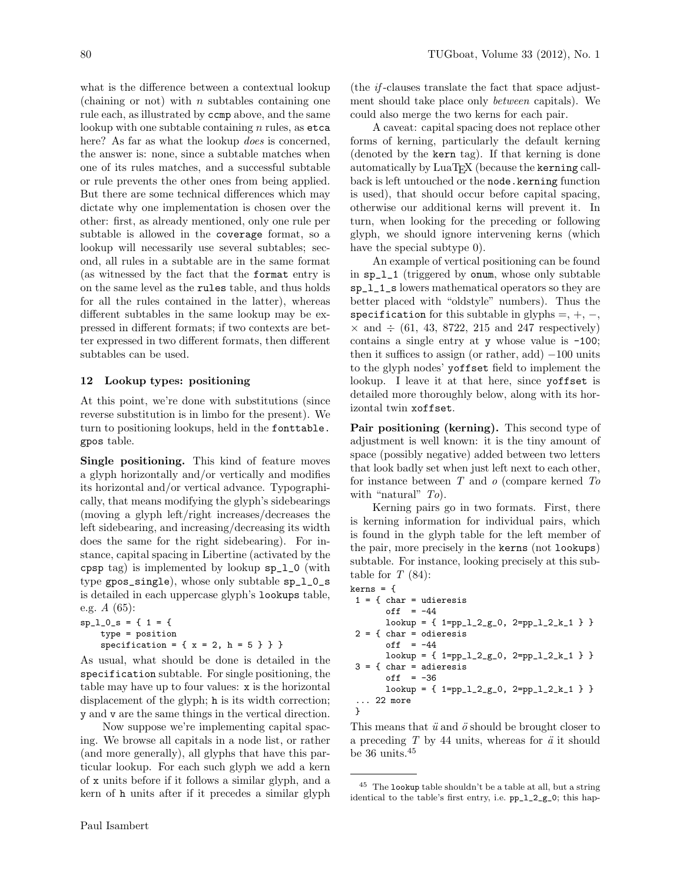what is the difference between a contextual lookup (chaining or not) with $n$ subtables containing one rule each, as illustrated by `ccmp` above, and the same lookup with one subtable containing $n$ rules, as `etca` here? As far as what the lookup *does* is concerned, the answer is: none, since a subtable matches when one of its rules matches, and a successful subtable or rule prevents the other ones from being applied. But there are some technical differences which may dictate why one implementation is chosen over the other: first, as already mentioned, only one rule per subtable is allowed in the `coverage` format, so a lookup will necessarily use several subtables; second, all rules in a subtable are in the same format (as witnessed by the fact that the `format` entry is on the same level as the `rules` table, and thus holds for all the rules contained in the latter), whereas different subtables in the same lookup may be expressed in different formats; if two contexts are better expressed in two different formats, then different subtables can be used.

## 12 Lookup types: positioning

At this point, we're done with substitutions (since reverse substitution is in limbo for the present). We turn to positioning lookups, held in the `fonttable.gpos` table.

**Single positioning.** This kind of feature moves a glyph horizontally and/or vertically and modifies its horizontal and/or vertical advance. Typographically, that means modifying the glyph's sidebearings (moving a glyph left/right increases/decreases the left sidebearing, and increasing/decreasing its width does the same for the right sidebearing). For instance, capital spacing in Libertine (activated by the `cpsp` tag) is implemented by lookup `sp_l_0` (with type `gpos_single`), whose only subtable `sp_l_0_s` is detailed in each uppercase glyph's `lookups` table, e.g. *A* (65):

```
sp_l_0_s = { 1 = {
    type = position
    specification = { x = 2, h = 5 } } }
```

As usual, what should be done is detailed in the `specification` subtable. For single positioning, the table may have up to four values: `x` is the horizontal displacement of the glyph; `h` is its width correction; `y` and `v` are the same things in the vertical direction.

Now suppose we're implementing capital spacing. We browse all capitals in a node list, or rather (and more generally), all glyphs that have this particular lookup. For each such glyph we add a kern of `x` units before if it follows a similar glyph, and a kern of `h` units after if it precedes a similar glyph (the *if*-clauses translate the fact that space adjustment should take place only *between* capitals). We could also merge the two kerns for each pair.

A caveat: capital spacing does not replace other forms of kerning, particularly the default kerning (denoted by the `kern` tag). If that kerning is done automatically by LuaTeX (because the `kerning` callback is left untouched or the `node.kerning` function is used), that should occur before capital spacing, otherwise our additional kerns will prevent it. In turn, when looking for the preceding or following glyph, we should ignore intervening kerns (which have the special subtype 0).

An example of vertical positioning can be found in `sp_l_1` (triggered by `onum`, whose only subtable `sp_l_1_s` lowers mathematical operators so they are better placed with "oldstyle" numbers). Thus the `specification` for this subtable in glyphs =, +, −, × and ÷ (61, 43, 8722, 215 and 247 respectively) contains a single entry at `y` whose value is `-100`; then it suffices to assign (or rather, add) −100 units to the glyph nodes' `yoffset` field to implement the lookup. I leave it at that here, since `yoffset` is detailed more thoroughly below, along with its horizontal twin `xoffset`.

**Pair positioning (kerning).** This second type of adjustment is well known: it is the tiny amount of space (possibly negative) added between two letters that look badly set when just left next to each other, for instance between *T* and *o* (compare kerned *To* with "natural" *To*).

Kerning pairs go in two formats. First, there is kerning information for individual pairs, which is found in the glyph table for the left member of the pair, more precisely in the `kerns` (not `lookups`) subtable. For instance, looking precisely at this subtable for *T* (84):

```
kerns = {
 1 = { char = udieresis
       off  = -44
       lookup = { 1=pp_l_2_g_0, 2=pp_l_2_k_1 } }
 2 = { char = odieresis
       off  = -44
       lookup = { 1=pp_l_2_g_0, 2=pp_l_2_k_1 } }
 3 = { char = adieresis
       off  = -36
       lookup = { 1=pp_l_2_g_0, 2=pp_l_2_k_1 } }
 ... 22 more
 }
```

This means that *ü* and *ö* should be brought closer to a preceding *T* by 44 units, whereas for *ä* it should be 36 units.[45]

[45] The `lookup` table shouldn't be a table at all, but a string identical to the table's first entry, i.e. `pp_l_2_g_0`; this hap-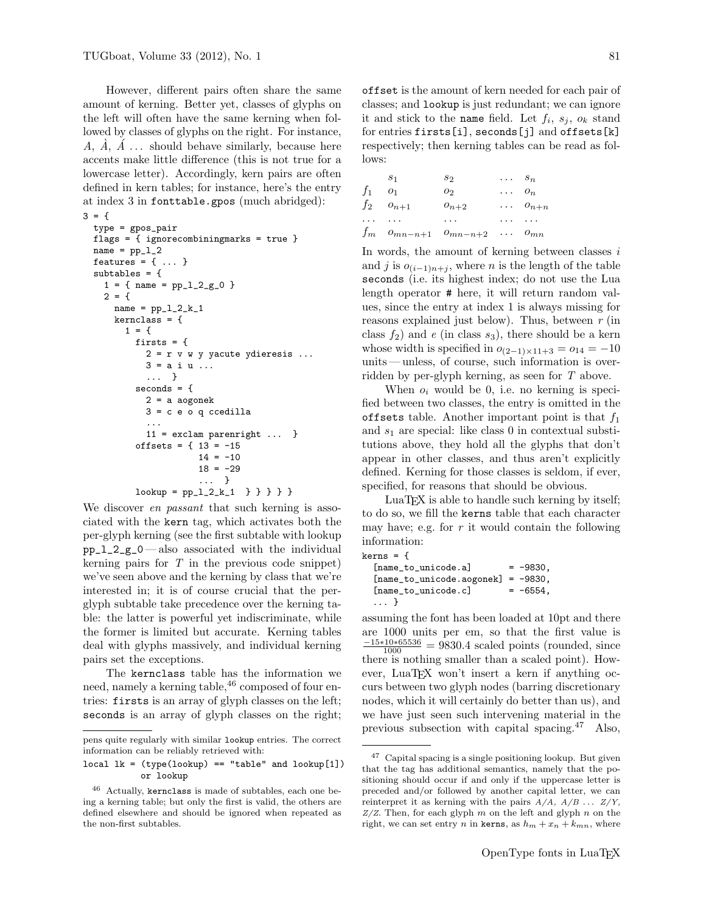However, different pairs often share the same amount of kerning. Better yet, classes of glyphs on the left will often have the same kerning when followed by classes of glyphs on the right. For instance, *A*, *À*, *Á* ... should behave similarly, because here accents make little difference (this is not true for a lowercase letter). Accordingly, kern pairs are often defined in kern tables; for instance, here's the entry at index 3 in `fonttable.gpos` (much abridged):

```
3 = {
  type = gpos_pair
  flags = { ignorecombiningmarks = true }
  name = pp_l_2
  features = { ... }
  subtables = {
    1 = { name = pp_l_2_g_0 }
    2 = {
      name = pp_l_2_k_1
      kernclass = {
        1 = {
          firsts = {
            2 = r v w y yacute ydieresis ...
            3 = a i u ...
            ...  }
          seconds = {
            2 = a aogonek
            3 = c e o q ccedilla
            ...
            11 = exclam parenright ...  }
          offsets = { 13 = -15
                      14 = -10
                      18 = -29
                      ...  }
          lookup = pp_l_2_k_1  } } } } }
```

We discover *en passant* that such kerning is associated with the `kern` tag, which activates both the per-glyph kerning (see the first subtable with lookup `pp_l_2_g_0` — also associated with the individual kerning pairs for *T* in the previous code snippet) we've seen above and the kerning by class that we're interested in; it is of course crucial that the per-glyph subtable take precedence over the kerning table: the latter is powerful yet indiscriminate, while the former is limited but accurate. Kerning tables deal with glyphs massively, and individual kerning pairs set the exceptions.

The `kernclass` table has the information we need, namely a kerning table,[46] composed of four entries: `firsts` is an array of glyph classes on the left; `seconds` is an array of glyph classes on the right; `offset` is the amount of kern needed for each pair of classes; and `lookup` is just redundant; we can ignore it and stick to the `name` field. Let $f_i$, $s_j$, $o_k$ stand for entries `firsts[i]`, `seconds[j]` and `offsets[k]` respectively; then kerning tables can be read as follows:

| | $s_1$ | $s_2$ | ... | $s_n$ |
|---|---|---|---|---|
| $f_1$ | $o_1$ | $o_2$ | ... | $o_n$ |
| $f_2$ | $o_{n+1}$ | $o_{n+2}$ | ... | $o_{n+n}$ |
| ... | ... | ... | ... | ... |
| $f_m$ | $o_{mn-n+1}$ | $o_{mn-n+2}$ | ... | $o_{mn}$ |

In words, the amount of kerning between classes *i* and *j* is $o_{(i-1)n+j}$, where *n* is the length of the table `seconds` (i.e. its highest index; do not use the Lua length operator `#` here, it will return random values, since the entry at index 1 is always missing for reasons explained just below). Thus, between *r* (in class $f_2$) and *e* (in class $s_3$), there should be a kern whose width is specified in $o_{(2-1)\times 11+3} = o_{14} = -10$ units — unless, of course, such information is overridden by per-glyph kerning, as seen for *T* above.

When $o_i$ would be 0, i.e. no kerning is specified between two classes, the entry is omitted in the `offsets` table. Another important point is that $f_1$ and $s_1$ are special: like class 0 in contextual substitutions above, they hold all the glyphs that don't appear in other classes, and thus aren't explicitly defined. Kerning for those classes is seldom, if ever, specified, for reasons that should be obvious.

LuaTEX is able to handle such kerning by itself; to do so, we fill the `kerns` table that each character may have; e.g. for *r* it would contain the following information:

```
kerns = {
  [name_to_unicode.a]       = -9830,
  [name_to_unicode.aogonek] = -9830,
  [name_to_unicode.c]       = -6554,
  ... }
```

assuming the font has been loaded at 10pt and there are 1000 units per em, so that the first value is $\frac{-15*10*65536}{1000} = 9830.4$ scaled points (rounded, since there is nothing smaller than a scaled point). However, LuaTEX won't insert a kern if anything occurs between two glyph nodes (barring discretionary nodes, which it will certainly do better than us), and we have just seen such intervening material in the previous subsection with capital spacing.[47] Also,

---

pens quite regularly with similar `lookup` entries. The correct information can be reliably retrieved with:

```
local lk = (type(lookup) == "table" and lookup[1])
           or lookup
```

[46] Actually, `kernclass` is made of subtables, each one being a kerning table; but only the first is valid, the others are defined elsewhere and should be ignored when repeated as the non-first subtables.

[47] Capital spacing is a single positioning lookup. But given that the tag has additional semantics, namely that the positioning should occur if and only if the uppercase letter is preceded and/or followed by another capital letter, we can reinterpret it as kerning with the pairs *A*/*A*, *A*/*B* ... *Z*/*Y*, *Z*/*Z*. Then, for each glyph *m* on the left and glyph *n* on the right, we can set entry *n* in `kerns`, as $h_m + x_n + k_{mn}$, where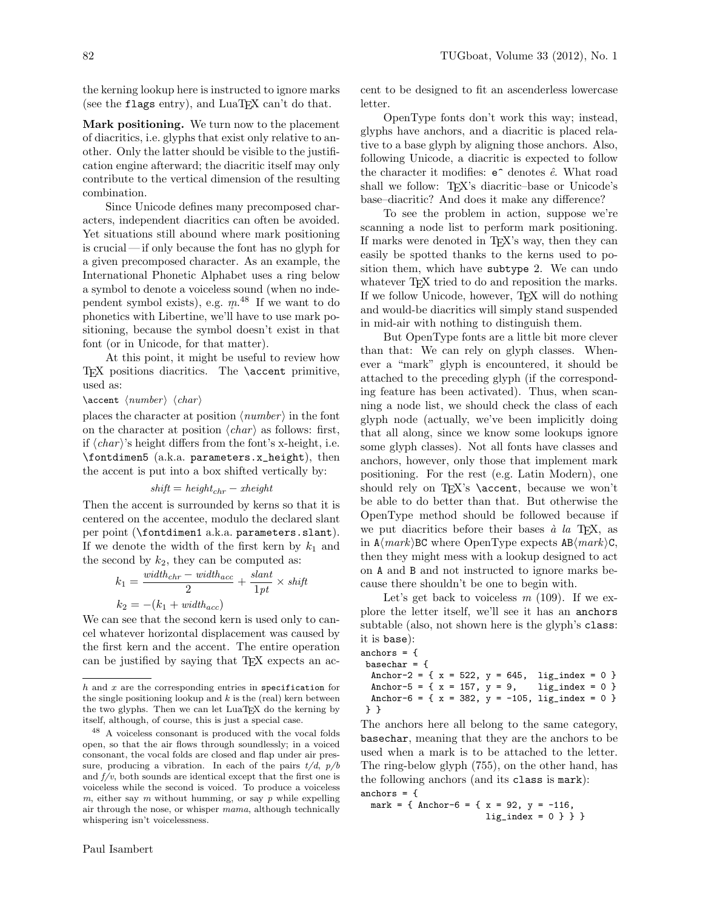the kerning lookup here is instructed to ignore marks (see the `flags` entry), and LuaTeX can't do that.

**Mark positioning.** We turn now to the placement of diacritics, i.e. glyphs that exist only relative to another. Only the latter should be visible to the justification engine afterward; the diacritic itself may only contribute to the vertical dimension of the resulting combination.

Since Unicode defines many precomposed characters, independent diacritics can often be avoided. Yet situations still abound where mark positioning is crucial — if only because the font has no glyph for a given precomposed character. As an example, the International Phonetic Alphabet uses a ring below a symbol to denote a voiceless sound (when no independent symbol exists), e.g. *m̥*.[48] If we want to do phonetics with Libertine, we'll have to use mark positioning, because the symbol doesn't exist in that font (or in Unicode, for that matter).

At this point, it might be useful to review how TeX positions diacritics. The `\accent` primitive, used as:

`\accent` ⟨*number*⟩ ⟨*char*⟩

places the character at position ⟨*number*⟩ in the font on the character at position ⟨*char*⟩ as follows: first, if ⟨*char*⟩'s height differs from the font's x-height, i.e. `\fontdimen5` (a.k.a. `parameters.x_height`), then the accent is put into a box shifted vertically by:

$$shift = height_{chr} - xheight$$

Then the accent is surrounded by kerns so that it is centered on the accentee, modulo the declared slant per point (`\fontdimen1` a.k.a. `parameters.slant`). If we denote the width of the first kern by $k_1$ and the second by $k_2$, they can be computed as:

$$k_1 = \frac{width_{chr} - width_{acc}}{2} + \frac{slant}{1pt} \times shift$$

$$k_2 = -(k_1 + width_{acc})$$

We can see that the second kern is used only to cancel whatever horizontal displacement was caused by the first kern and the accent. The entire operation can be justified by saying that TeX expects an accent to be designed to fit an ascenderless lowercase letter.

OpenType fonts don't work this way; instead, glyphs have anchors, and a diacritic is placed relative to a base glyph by aligning those anchors. Also, following Unicode, a diacritic is expected to follow the character it modifies: `e^` denotes *ê*. What road shall we follow: TeX's diacritic–base or Unicode's base–diacritic? And does it make any difference?

To see the problem in action, suppose we're scanning a node list to perform mark positioning. If marks were denoted in TeX's way, then they can easily be spotted thanks to the kerns used to position them, which have `subtype 2`. We can undo whatever TeX tried to do and reposition the marks. If we follow Unicode, however, TeX will do nothing and would-be diacritics will simply stand suspended in mid-air with nothing to distinguish them.

But OpenType fonts are a little bit more clever than that: We can rely on glyph classes. Whenever a "mark" glyph is encountered, it should be attached to the preceding glyph (if the corresponding feature has been activated). Thus, when scanning a node list, we should check the class of each glyph node (actually, we've been implicitly doing that all along, since we know some lookups ignore some glyph classes). Not all fonts have classes and anchors, however, only those that implement mark positioning. For the rest (e.g. Latin Modern), one should rely on TeX's `\accent`, because we won't be able to do better than that. But otherwise the OpenType method should be followed because if we put diacritics before their bases *à la* TeX, as in `A`⟨*mark*⟩`BC` where OpenType expects `AB`⟨*mark*⟩`C`, then they might mess with a lookup designed to act on `A` and `B` and not instructed to ignore marks because there shouldn't be one to begin with.

Let's get back to voiceless *m* (109). If we explore the letter itself, we'll see it has an `anchors` subtable (also, not shown here is the glyph's `class`: it is `base`):

```
anchors = {
 basechar = {
  Anchor-2 = { x = 522, y = 645,  lig_index = 0 }
  Anchor-5 = { x = 157, y = 9,    lig_index = 0 }
  Anchor-6 = { x = 382, y = -105, lig_index = 0 }
 } }
```

The anchors here all belong to the same category, `basechar`, meaning that they are the anchors to be used when a mark is to be attached to the letter. The ring-below glyph (755), on the other hand, has the following anchors (and its `class` is `mark`):

```
anchors = {
  mark = { Anchor-6 = { x = 92, y = -116,
                        lig_index = 0 } } }
```

---

*h* and *x* are the corresponding entries in `specification` for the single positioning lookup and *k* is the (real) kern between the two glyphs. Then we can let LuaTeX do the kerning by itself, although, of course, this is just a special case.

[48] A voiceless consonant is produced with the vocal folds open, so that the air flows through soundlessly; in a voiced consonant, the vocal folds are closed and flap under air pressure, producing a vibration. In each of the pairs *t/d*, *p/b* and *f/v*, both sounds are identical except that the first one is voiceless while the second is voiced. To produce a voiceless *m*, either say *m* without humming, or say *p* while expelling air through the nose, or whisper *mama*, although technically whispering isn't voicelessness.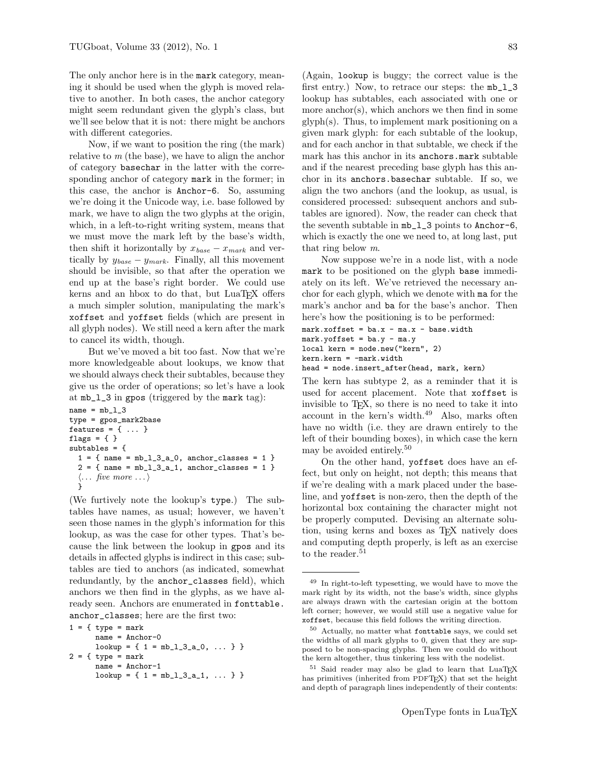The only anchor here is in the mark category, meaning it should be used when the glyph is moved relative to another. In both cases, the anchor category might seem redundant given the glyph's class, but we'll see below that it is not: there might be anchors with different categories.

Now, if we want to position the ring (the mark) relative to *m* (the base), we have to align the anchor of category basechar in the latter with the corresponding anchor of category mark in the former; in this case, the anchor is Anchor-6. So, assuming we're doing it the Unicode way, i.e. base followed by mark, we have to align the two glyphs at the origin, which, in a left-to-right writing system, means that we must move the mark left by the base's width, then shift it horizontally by $x_{base} - x_{mark}$ and vertically by $y_{base} - y_{mark}$. Finally, all this movement should be invisible, so that after the operation we end up at the base's right border. We could use kerns and an hbox to do that, but LuaTeX offers a much simpler solution, manipulating the mark's xoffset and yoffset fields (which are present in all glyph nodes). We still need a kern after the mark to cancel its width, though.

But we've moved a bit too fast. Now that we're more knowledgeable about lookups, we know that we should always check their subtables, because they give us the order of operations; so let's have a look at mb_l_3 in gpos (triggered by the mark tag):

```
name = mb_l_3
type = gpos_mark2base
features = { ... }
flags = { }
subtables = {
  1 = { name = mb_l_3_a_0, anchor_classes = 1 }
  2 = { name = mb_l_3_a_1, anchor_classes = 1 }
  ⟨... five more ...⟩
  }
```

(We furtively note the lookup's type.) The subtables have names, as usual; however, we haven't seen those names in the glyph's information for this lookup, as was the case for other types. That's because the link between the lookup in gpos and its details in affected glyphs is indirect in this case; subtables are tied to anchors (as indicated, somewhat redundantly, by the anchor_classes field), which anchors we then find in the glyphs, as we have already seen. Anchors are enumerated in fonttable.anchor_classes; here are the first two:

```
1 = { type = mark
      name = Anchor-0
      lookup = { 1 = mb_l_3_a_0, ... } }
2 = { type = mark
      name = Anchor-1
      lookup = { 1 = mb_l_3_a_1, ... } }
```

(Again, lookup is buggy; the correct value is the first entry.) Now, to retrace our steps: the mb_l_3 lookup has subtables, each associated with one or more anchor(s), which anchors we then find in some glyph(s). Thus, to implement mark positioning on a given mark glyph: for each subtable of the lookup, and for each anchor in that subtable, we check if the mark has this anchor in its anchors.mark subtable and if the nearest preceding base glyph has this anchor in its anchors.basechar subtable. If so, we align the two anchors (and the lookup, as usual, is considered processed: subsequent anchors and subtables are ignored). Now, the reader can check that the seventh subtable in mb_l_3 points to Anchor-6, which is exactly the one we need to, at long last, put that ring below *m*.

Now suppose we're in a node list, with a node mark to be positioned on the glyph base immediately on its left. We've retrieved the necessary anchor for each glyph, which we denote with ma for the mark's anchor and ba for the base's anchor. Then here's how the positioning is to be performed:

```
mark.xoffset = ba.x - ma.x - base.width
mark.yoffset = ba.y - ma.y
local kern = node.new("kern", 2)
kern.kern = -mark.width
head = node.insert_after(head, mark, kern)
```

The kern has subtype 2, as a reminder that it is used for accent placement. Note that xoffset is invisible to TeX, so there is no need to take it into account in the kern's width.[49] Also, marks often have no width (i.e. they are drawn entirely to the left of their bounding boxes), in which case the kern may be avoided entirely.[50]

On the other hand, yoffset does have an effect, but only on height, not depth; this means that if we're dealing with a mark placed under the baseline, and yoffset is non-zero, then the depth of the horizontal box containing the character might not be properly computed. Devising an alternate solution, using kerns and boxes as TeX natively does and computing depth properly, is left as an exercise to the reader.[51]

---

[49] In right-to-left typesetting, we would have to move the mark right by its width, not the base's width, since glyphs are always drawn with the cartesian origin at the bottom left corner; however, we would still use a negative value for xoffset, because this field follows the writing direction.

[50] Actually, no matter what fonttable says, we could set the widths of all mark glyphs to 0, given that they are supposed to be non-spacing glyphs. Then we could do without the kern altogether, thus tinkering less with the nodelist.

[51] Said reader may also be glad to learn that LuaTeX has primitives (inherited from PDFTeX) that set the height and depth of paragraph lines independently of their contents: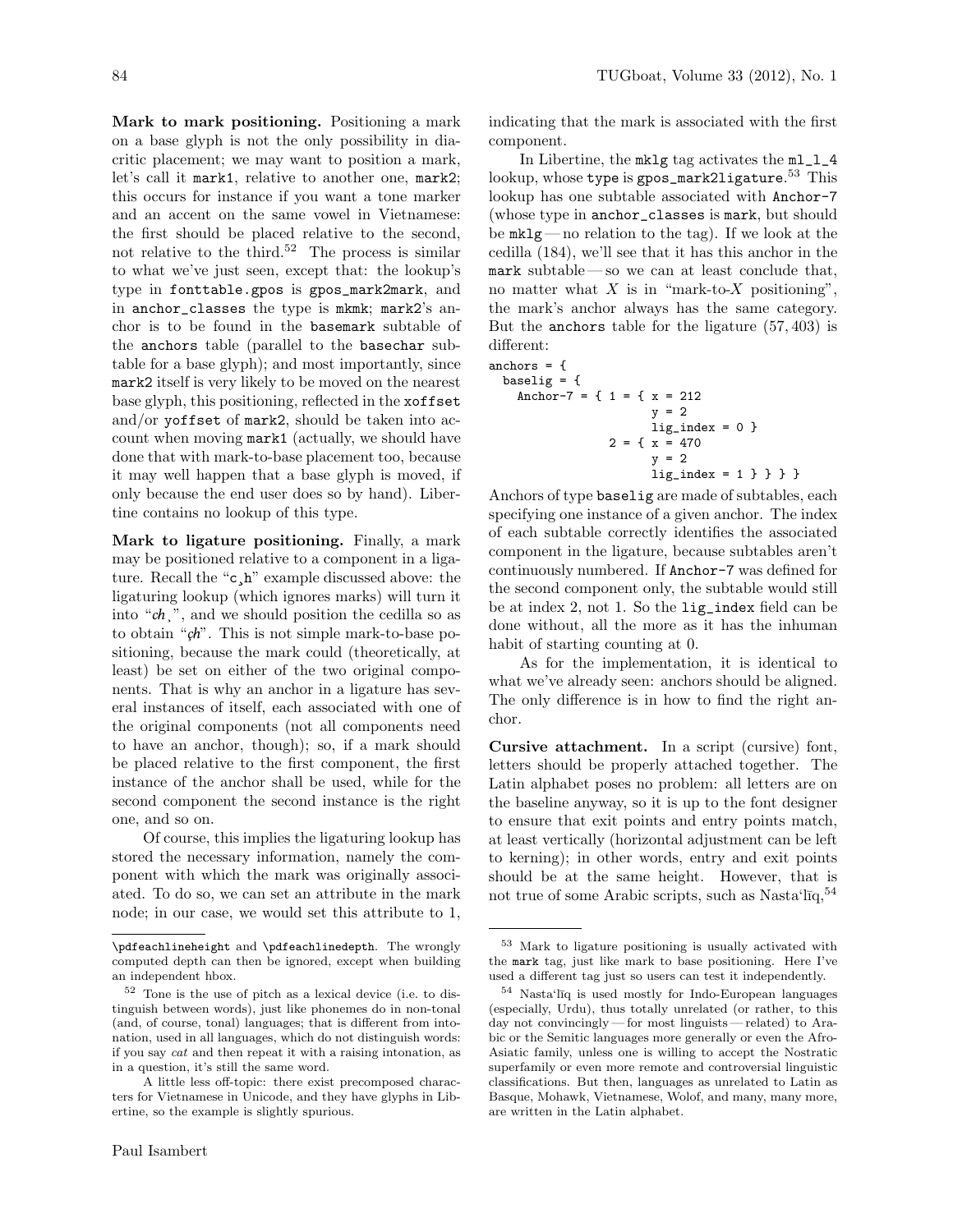**Mark to mark positioning.** Positioning a mark on a base glyph is not the only possibility in diacritic placement; we may want to position a mark, let's call it `mark1`, relative to another one, `mark2`; this occurs for instance if you want a tone marker and an accent on the same vowel in Vietnamese: the first should be placed relative to the second, not relative to the third.[52] The process is similar to what we've just seen, except that: the lookup's type in `fonttable.gpos` is `gpos_mark2mark`, and in `anchor_classes` the type is `mkmk`; `mark2`'s anchor is to be found in the `basemark` subtable of the `anchors` table (parallel to the `basechar` subtable for a base glyph); and most importantly, since `mark2` itself is very likely to be moved on the nearest base glyph, this positioning, reflected in the `xoffset` and/or `yoffset` of `mark2`, should be taken into account when moving `mark1` (actually, we should have done that with mark-to-base placement too, because it may well happen that a base glyph is moved, if only because the end user does so by hand). Libertine contains no lookup of this type.

**Mark to ligature positioning.** Finally, a mark may be positioned relative to a component in a ligature. Recall the "c¸h" example discussed above: the ligaturing lookup (which ignores marks) will turn it into "*ch*¸", and we should position the cedilla so as to obtain "*çh*". This is not simple mark-to-base positioning, because the mark could (theoretically, at least) be set on either of the two original components. That is why an anchor in a ligature has several instances of itself, each associated with one of the original components (not all components need to have an anchor, though); so, if a mark should be placed relative to the first component, the first instance of the anchor shall be used, while for the second component the second instance is the right one, and so on.

Of course, this implies the ligaturing lookup has stored the necessary information, namely the component with which the mark was originally associated. To do so, we can set an attribute in the mark node; in our case, we would set this attribute to 1, indicating that the mark is associated with the first component.

In Libertine, the `mklg` tag activates the `ml_l_4` lookup, whose `type` is `gpos_mark2ligature`.[53] This lookup has one subtable associated with `Anchor-7` (whose type in `anchor_classes` is `mark`, but should be `mklg` — no relation to the tag). If we look at the cedilla (184), we'll see that it has this anchor in the `mark` subtable — so we can at least conclude that, no matter what $X$ is in "mark-to-$X$ positioning", the mark's anchor always has the same category. But the `anchors` table for the ligature (57, 403) is different:

```
anchors = {
  baselig = {
    Anchor-7 = { 1 = { x = 212
                       y = 2
                       lig_index = 0 }
                 2 = { x = 470
                       y = 2
                       lig_index = 1 } } } }
```

Anchors of type `baselig` are made of subtables, each specifying one instance of a given anchor. The index of each subtable correctly identifies the associated component in the ligature, because subtables aren't continuously numbered. If `Anchor-7` was defined for the second component only, the subtable would still be at index 2, not 1. So the `lig_index` field can be done without, all the more as it has the inhuman habit of starting counting at 0.

As for the implementation, it is identical to what we've already seen: anchors should be aligned. The only difference is in how to find the right anchor.

**Cursive attachment.** In a script (cursive) font, letters should be properly attached together. The Latin alphabet poses no problem: all letters are on the baseline anyway, so it is up to the font designer to ensure that exit points and entry points match, at least vertically (horizontal adjustment can be left to kerning); in other words, entry and exit points should be at the same height. However, that is not true of some Arabic scripts, such as Nastaʿlīq,[54]

---

`\pdfeachlineheight` and `\pdfeachlinedepth`. The wrongly computed depth can then be ignored, except when building an independent hbox.

[52] Tone is the use of pitch as a lexical device (i.e. to distinguish between words), just like phonemes do in non-tonal (and, of course, tonal) languages; that is different from intonation, used in all languages, which do not distinguish words: if you say *cat* and then repeat it with a raising intonation, as in a question, it's still the same word.

A little less off-topic: there exist precomposed characters for Vietnamese in Unicode, and they have glyphs in Libertine, so the example is slightly spurious.

[53] Mark to ligature positioning is usually activated with the `mark` tag, just like mark to base positioning. Here I've used a different tag just so users can test it independently.

[54] Nastaʿlīq is used mostly for Indo-European languages (especially, Urdu), thus totally unrelated (or rather, to this day not convincingly — for most linguists — related) to Arabic or the Semitic languages more generally or even the Afro-Asiatic family, unless one is willing to accept the Nostratic superfamily or even more remote and controversial linguistic classifications. But then, languages as unrelated to Latin as Basque, Mohawk, Vietnamese, Wolof, and many, many more, are written in the Latin alphabet.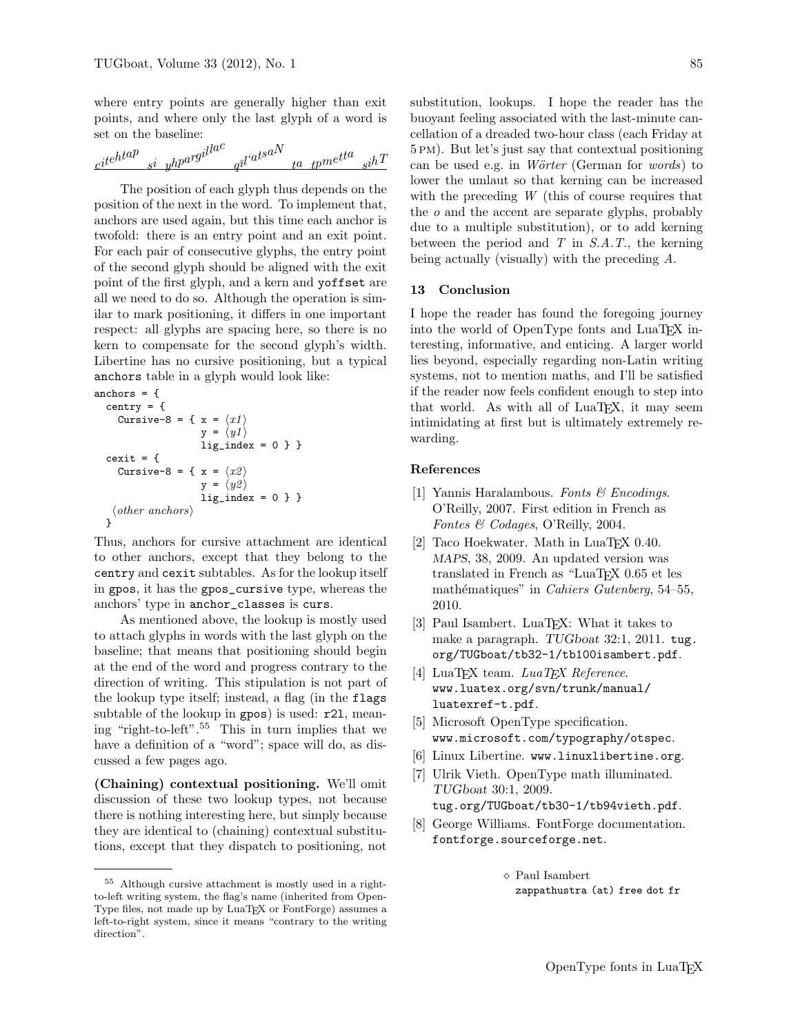where entry points are generally higher than exit points, and where only the last glyph of a word is set on the baseline:

*citehtap si yhpargillac qīl'atsaN ta tpmetta sihT*

The position of each glyph thus depends on the position of the next in the word. To implement that, anchors are used again, but this time each anchor is twofold: there is an entry point and an exit point. For each pair of consecutive glyphs, the entry point of the second glyph should be aligned with the exit point of the first glyph, and a kern and `yoffset` are all we need to do so. Although the operation is similar to mark positioning, it differs in one important respect: all glyphs are spacing here, so there is no kern to compensate for the second glyph's width. Libertine has no cursive positioning, but a typical `anchors` table in a glyph would look like:

```
anchors = {
  centry = {
    Cursive-8 = { x = ⟨x1⟩
                  y = ⟨y1⟩
                  lig_index = 0 } }
  cexit = {
    Cursive-8 = { x = ⟨x2⟩
                  y = ⟨y2⟩
                  lig_index = 0 } }
  ⟨other anchors⟩
  }
```

Thus, anchors for cursive attachment are identical to other anchors, except that they belong to the `centry` and `cexit` subtables. As for the lookup itself in `gpos`, it has the `gpos_cursive` type, whereas the anchors' type in `anchor_classes` is `curs`.

As mentioned above, the lookup is mostly used to attach glyphs in words with the last glyph on the baseline; that means that positioning should begin at the end of the word and progress contrary to the direction of writing. This stipulation is not part of the lookup type itself; instead, a flag (in the `flags` subtable of the lookup in `gpos`) is used: `r2l`, meaning "right-to-left".[55] This in turn implies that we have a definition of a "word"; space will do, as discussed a few pages ago.

**(Chaining) contextual positioning.** We'll omit discussion of these two lookup types, not because there is nothing interesting here, but simply because they are identical to (chaining) contextual substitutions, except that they dispatch to positioning, not substitution, lookups. I hope the reader has the buoyant feeling associated with the last-minute cancellation of a dreaded two-hour class (each Friday at 5 PM). But let's just say that contextual positioning can be used e.g. in *Wörter* (German for *words*) to lower the umlaut so that kerning can be increased with the preceding *W* (this of course requires that the *o* and the accent are separate glyphs, probably due to a multiple substitution), or to add kerning between the period and *T* in *S.A.T.*, the kerning being actually (visually) with the preceding *A*.

## 13 Conclusion

I hope the reader has found the foregoing journey into the world of OpenType fonts and LuaTeX interesting, informative, and enticing. A larger world lies beyond, especially regarding non-Latin writing systems, not to mention maths, and I'll be satisfied if the reader now feels confident enough to step into that world. As with all of LuaTeX, it may seem intimidating at first but is ultimately extremely rewarding.

## References

[1] Yannis Haralambous. *Fonts & Encodings*. O'Reilly, 2007. First edition in French as *Fontes & Codages*, O'Reilly, 2004.

[2] Taco Hoekwater. Math in LuaTeX 0.40. *MAPS*, 38, 2009. An updated version was translated in French as "LuaTeX 0.65 et les mathématiques" in *Cahiers Gutenberg*, 54–55, 2010.

[3] Paul Isambert. LuaTeX: What it takes to make a paragraph. *TUGboat* 32:1, 2011. `tug.org/TUGboat/tb32-1/tb100isambert.pdf`.

[4] LuaTeX team. *LuaTeX Reference*. `www.luatex.org/svn/trunk/manual/luatexref-t.pdf`.

[5] Microsoft OpenType specification. `www.microsoft.com/typography/otspec`.

[6] Linux Libertine. `www.linuxlibertine.org`.

[7] Ulrik Vieth. OpenType math illuminated. *TUGboat* 30:1, 2009. `tug.org/TUGboat/tb30-1/tb94vieth.pdf`.

[8] George Williams. FontForge documentation. `fontforge.sourceforge.net`.

◇ Paul Isambert
`zappathustra (at) free dot fr`

---

[55] Although cursive attachment is mostly used in a right-to-left writing system, the flag's name (inherited from OpenType files, not made up by LuaTeX or FontForge) assumes a left-to-right system, since it means "contrary to the writing direction".